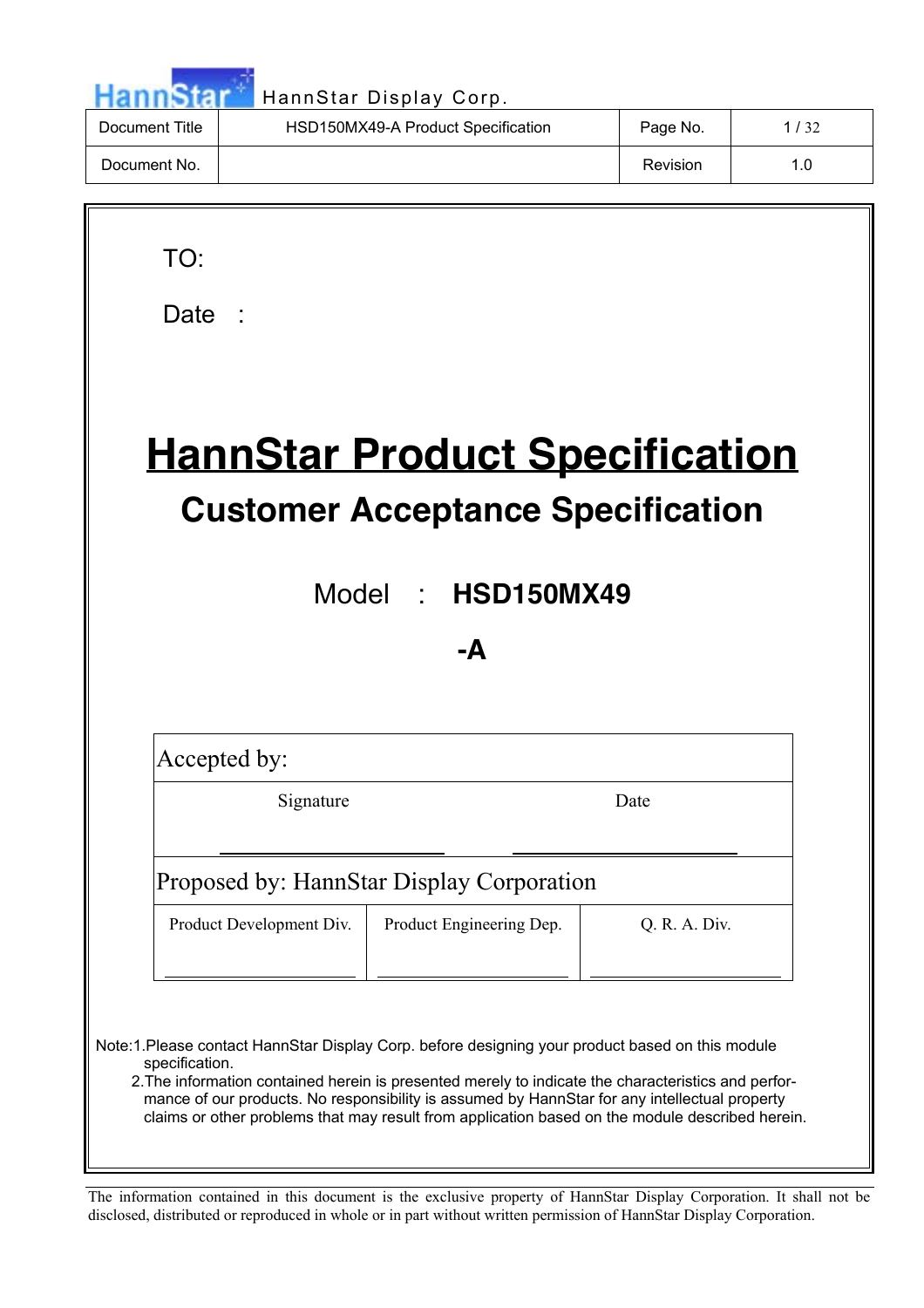| Document Title | HSD150MX49-A Product Specification | Page No. | 1 / 32 |
| --- | --- | --- | --- |
| Document No. | | Revision | 1.0 |

TO:

Date :

# HannStar Product Specification

## Customer Acceptance Specification

Model : **HSD150MX49**

**-A**

| Accepted by: | | |
| --- | --- | --- |
| Signature | | Date |
| Proposed by: HannStar Display Corporation | | |
| Product Development Div. | Product Engineering Dep. | Q. R. A. Div. |

Note:1.Please contact HannStar Display Corp. before designing your product based on this module specification.
2.The information contained herein is presented merely to indicate the characteristics and performance of our products. No responsibility is assumed by HannStar for any intellectual property claims or other problems that may result from application based on the module described herein.

The information contained in this document is the exclusive property of HannStar Display Corporation. It shall not be disclosed, distributed or reproduced in whole or in part without written permission of HannStar Display Corporation.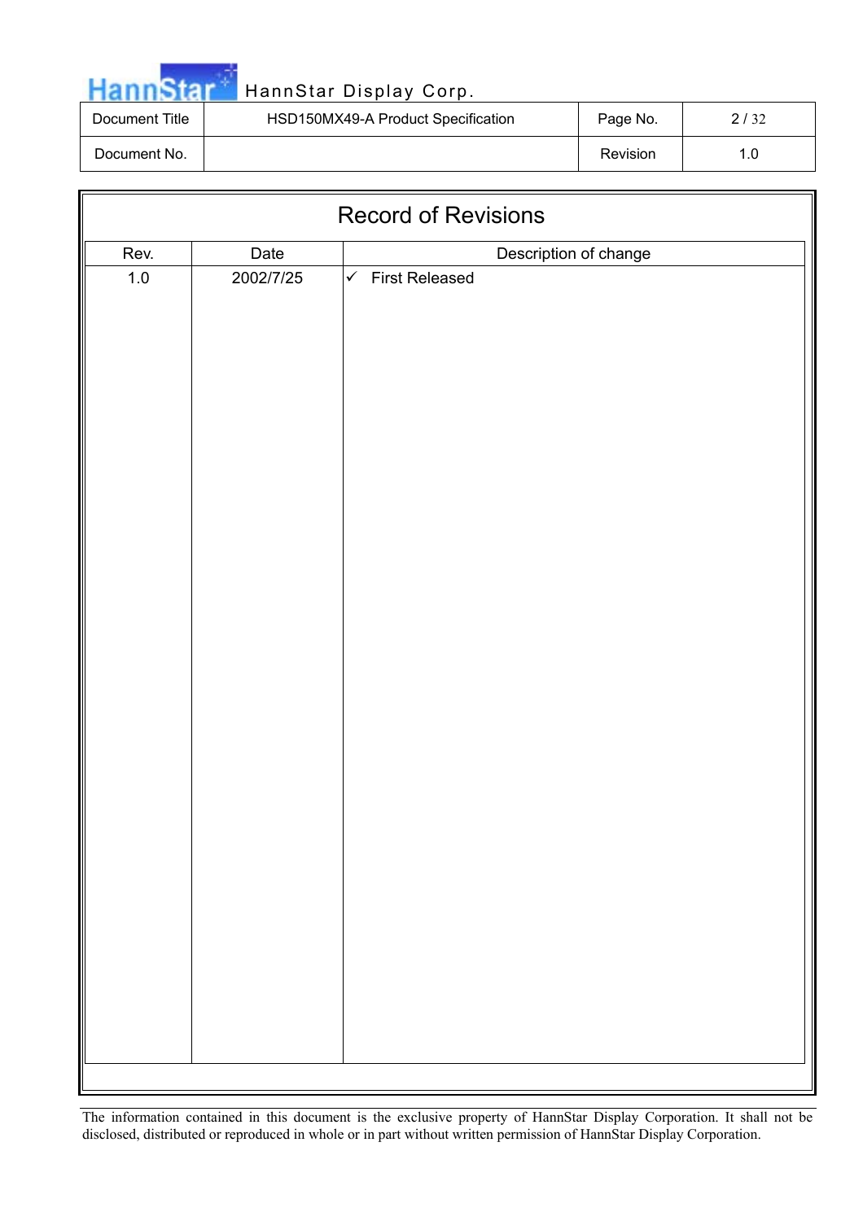# Record of Revisions

| Rev. | Date | Description of change |
|---|---|---|
| 1.0 | 2002/7/25 | ✓ First Released |

The information contained in this document is the exclusive property of HannStar Display Corporation. It shall not be disclosed, distributed or reproduced in whole or in part without written permission of HannStar Display Corporation.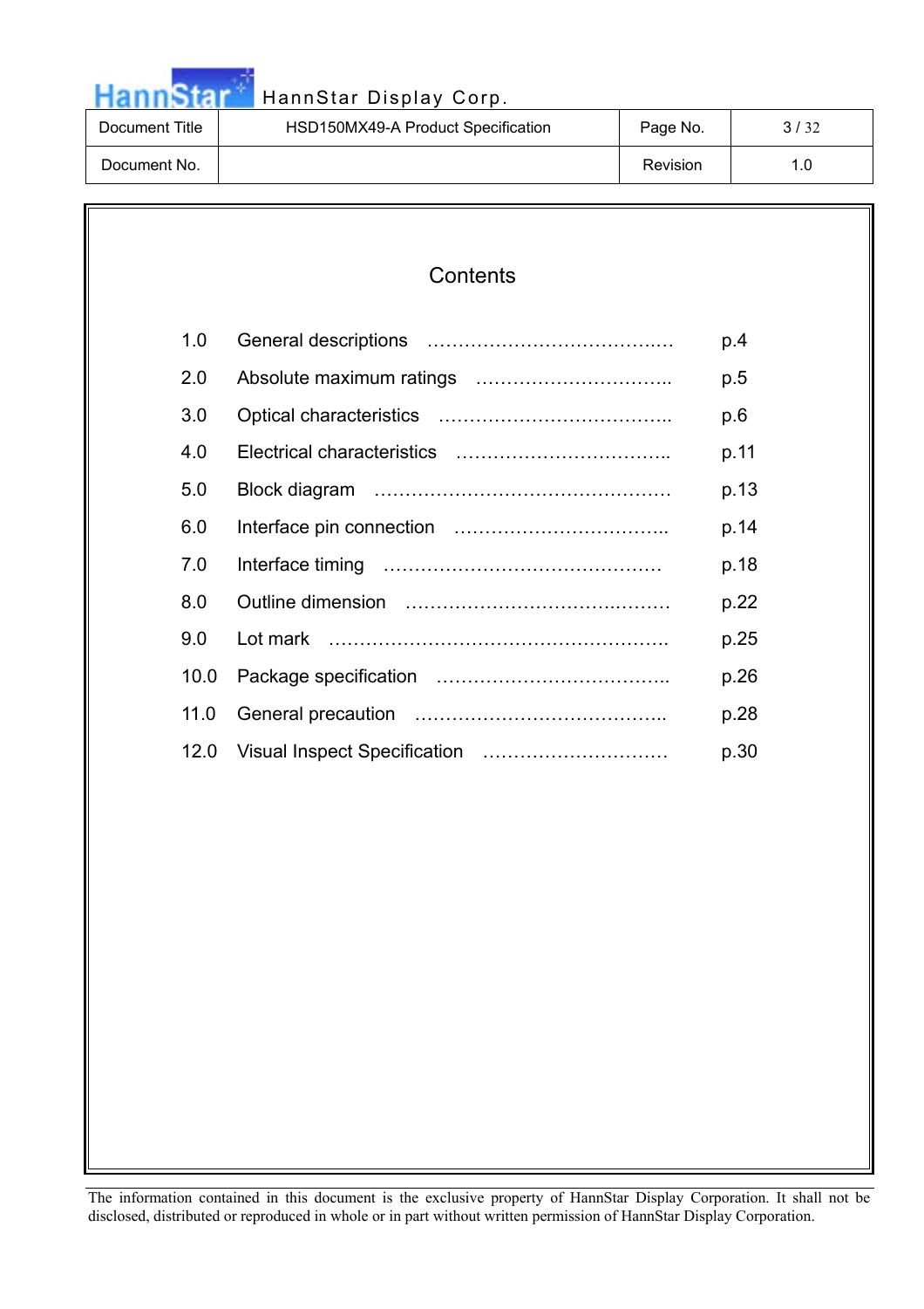# Contents

| | | |
|---|---|---|
| 1.0 | General descriptions | p.4 |
| 2.0 | Absolute maximum ratings | p.5 |
| 3.0 | Optical characteristics | p.6 |
| 4.0 | Electrical characteristics | p.11 |
| 5.0 | Block diagram | p.13 |
| 6.0 | Interface pin connection | p.14 |
| 7.0 | Interface timing | p.18 |
| 8.0 | Outline dimension | p.22 |
| 9.0 | Lot mark | p.25 |
| 10.0 | Package specification | p.26 |
| 11.0 | General precaution | p.28 |
| 12.0 | Visual Inspect Specification | p.30 |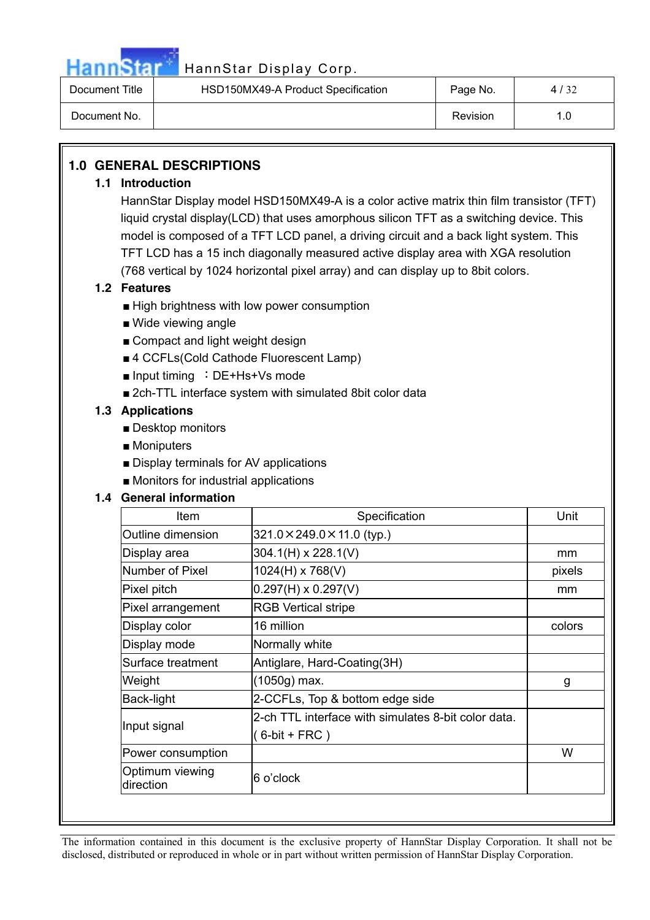# 1.0 GENERAL DESCRIPTIONS

## 1.1 Introduction

HannStar Display model HSD150MX49-A is a color active matrix thin film transistor (TFT) liquid crystal display(LCD) that uses amorphous silicon TFT as a switching device. This model is composed of a TFT LCD panel, a driving circuit and a back light system. This TFT LCD has a 15 inch diagonally measured active display area with XGA resolution (768 vertical by 1024 horizontal pixel array) and can display up to 8bit colors.

## 1.2 Features

- ■ High brightness with low power consumption
- ■ Wide viewing angle
- ■ Compact and light weight design
- ■ 4 CCFLs(Cold Cathode Fluorescent Lamp)
- ■ Input timing ：DE+Hs+Vs mode
- ■ 2ch-TTL interface system with simulated 8bit color data

## 1.3 Applications

- ■ Desktop monitors
- ■ Moniputers
- ■ Display terminals for AV applications
- ■ Monitors for industrial applications

## 1.4 General information

| Item | Specification | Unit |
|---|---|---|
| Outline dimension | 321.0×249.0×11.0 (typ.) | |
| Display area | 304.1(H) x 228.1(V) | mm |
| Number of Pixel | 1024(H) x 768(V) | pixels |
| Pixel pitch | 0.297(H) x 0.297(V) | mm |
| Pixel arrangement | RGB Vertical stripe | |
| Display color | 16 million | colors |
| Display mode | Normally white | |
| Surface treatment | Antiglare, Hard-Coating(3H) | |
| Weight | (1050g) max. | g |
| Back-light | 2-CCFLs, Top & bottom edge side | |
| Input signal | 2-ch TTL interface with simulates 8-bit color data. ( 6-bit + FRC ) | |
| Power consumption | | W |
| Optimum viewing direction | 6 o'clock | |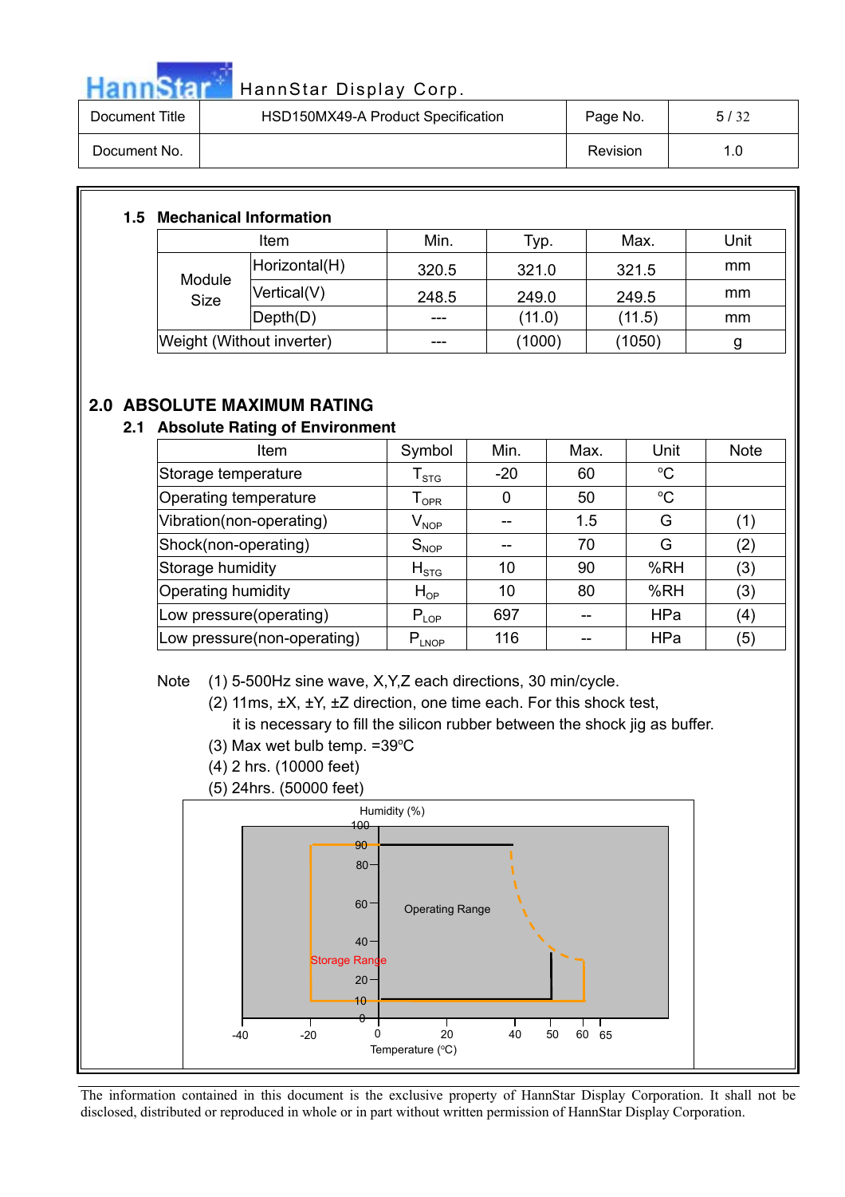### 1.5 Mechanical Information

| Item | | Min. | Typ. | Max. | Unit |
|---|---|---|---|---|---|
| Module Size | Horizontal(H) | 320.5 | 321.0 | 321.5 | mm |
| | Vertical(V) | 248.5 | 249.0 | 249.5 | mm |
| | Depth(D) | --- | (11.0) | (11.5) | mm |
| Weight (Without inverter) | | --- | (1000) | (1050) | g |

## 2.0 ABSOLUTE MAXIMUM RATING

### 2.1 Absolute Rating of Environment

| Item | Symbol | Min. | Max. | Unit | Note |
|---|---|---|---|---|---|
| Storage temperature | $T_{STG}$ | -20 | 60 | °C | |
| Operating temperature | $T_{OPR}$ | 0 | 50 | °C | |
| Vibration(non-operating) | $V_{NOP}$ | -- | 1.5 | G | (1) |
| Shock(non-operating) | $S_{NOP}$ | -- | 70 | G | (2) |
| Storage humidity | $H_{STG}$ | 10 | 90 | %RH | (3) |
| Operating humidity | $H_{OP}$ | 10 | 80 | %RH | (3) |
| Low pressure(operating) | $P_{LOP}$ | 697 | -- | HPa | (4) |
| Low pressure(non-operating) | $P_{LNOP}$ | 116 | -- | HPa | (5) |

Note (1) 5-500Hz sine wave, X,Y,Z each directions, 30 min/cycle.
(2) 11ms, ±X, ±Y, ±Z direction, one time each. For this shock test, it is necessary to fill the silicon rubber between the shock jig as buffer.
(3) Max wet bulb temp. =39°C
(4) 2 hrs. (10000 feet)
(5) 24hrs. (50000 feet)

Humidity (%)

Operating Range

Storage Range

Temperature (°C)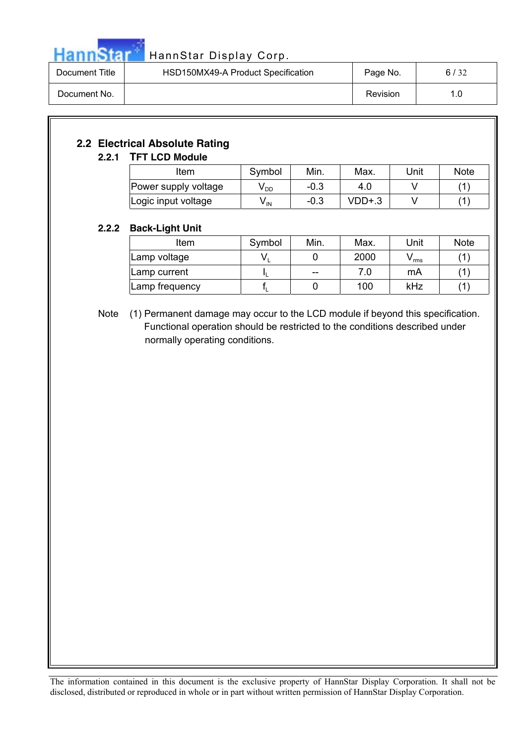## 2.2 Electrical Absolute Rating

### 2.2.1 TFT LCD Module

| Item | Symbol | Min. | Max. | Unit | Note |
|---|---|---|---|---|---|
| Power supply voltage | $V_{DD}$ | -0.3 | 4.0 | V | (1) |
| Logic input voltage | $V_{IN}$ | -0.3 | VDD+.3 | V | (1) |

### 2.2.2 Back-Light Unit

| Item | Symbol | Min. | Max. | Unit | Note |
|---|---|---|---|---|---|
| Lamp voltage | $V_L$ | 0 | 2000 | $V_{rms}$ | (1) |
| Lamp current | $I_L$ | -- | 7.0 | mA | (1) |
| Lamp frequency | $f_L$ | 0 | 100 | kHz | (1) |

Note (1) Permanent damage may occur to the LCD module if beyond this specification. Functional operation should be restricted to the conditions described under normally operating conditions.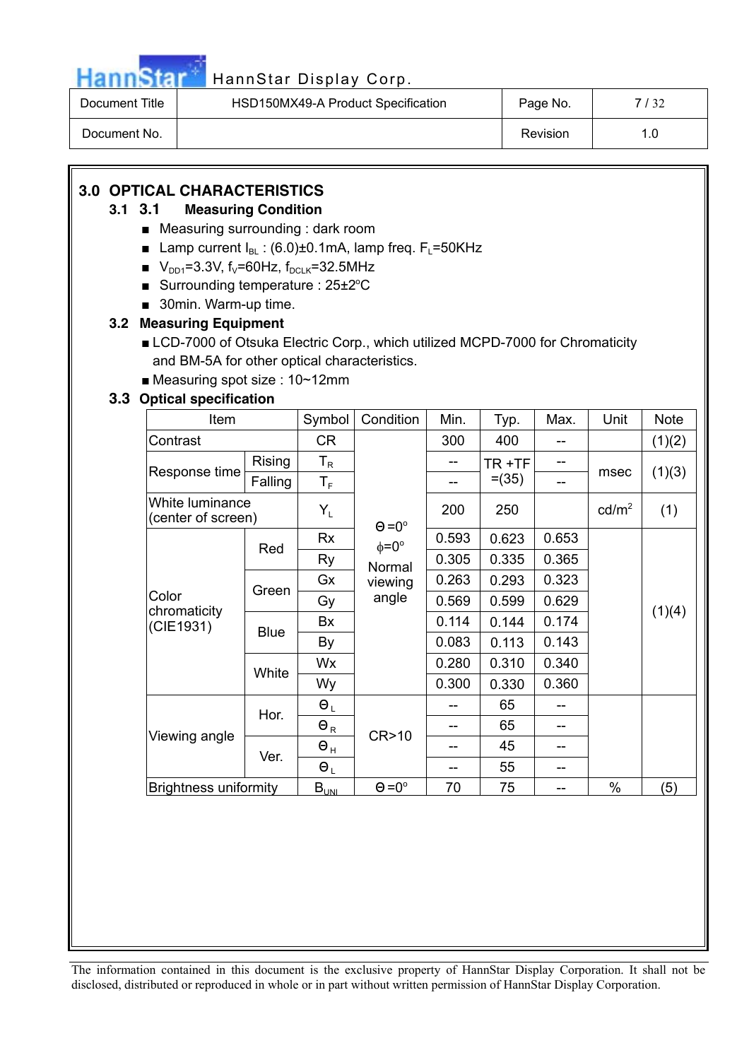## 3.0 OPTICAL CHARACTERISTICS

### 3.1 3.1 Measuring Condition

- Measuring surrounding : dark room
- Lamp current $I_{BL}$ : (6.0)±0.1mA, lamp freq. $F_L$=50KHz
- $V_{DD1}$=3.3V, $f_V$=60Hz, $f_{DCLK}$=32.5MHz
- Surrounding temperature : 25±2°C
- 30min. Warm-up time.

### 3.2 Measuring Equipment

- LCD-7000 of Otsuka Electric Corp., which utilized MCPD-7000 for Chromaticity and BM-5A for other optical characteristics.
- Measuring spot size : 10~12mm

### 3.3 Optical specification

| Item | | Symbol | Condition | Min. | Typ. | Max. | Unit | Note |
|---|---|---|---|---|---|---|---|---|
| Contrast | | CR | Θ=0° ϕ=0° Normal viewing angle | 300 | 400 | -- | | (1)(2) |
| Response time | Rising | $T_R$ | | -- | TR +TF =(35) | -- | msec | (1)(3) |
| | Falling | $T_F$ | | -- | | -- | | |
| White luminance (center of screen) | | $Y_L$ | | 200 | 250 | | cd/m² | (1) |
| Color chromaticity (CIE1931) | Red | Rx | | 0.593 | 0.623 | 0.653 | | (1)(4) |
| | | Ry | | 0.305 | 0.335 | 0.365 | | |
| | Green | Gx | | 0.263 | 0.293 | 0.323 | | |
| | | Gy | | 0.569 | 0.599 | 0.629 | | |
| | Blue | Bx | | 0.114 | 0.144 | 0.174 | | |
| | | By | | 0.083 | 0.113 | 0.143 | | |
| | White | Wx | | 0.280 | 0.310 | 0.340 | | |
| | | Wy | | 0.300 | 0.330 | 0.360 | | |
| Viewing angle | Hor. | $\Theta_L$ | CR>10 | -- | 65 | -- | | |
| | | $\Theta_R$ | | -- | 65 | -- | | |
| | Ver. | $\Theta_H$ | | -- | 45 | -- | | |
| | | $\Theta_L$ | | -- | 55 | -- | | |
| Brightness uniformity | | $B_{UNI}$ | Θ=0° | 70 | 75 | -- | % | (5) |

The information contained in this document is the exclusive property of HannStar Display Corporation. It shall not be disclosed, distributed or reproduced in whole or in part without written permission of HannStar Display Corporation.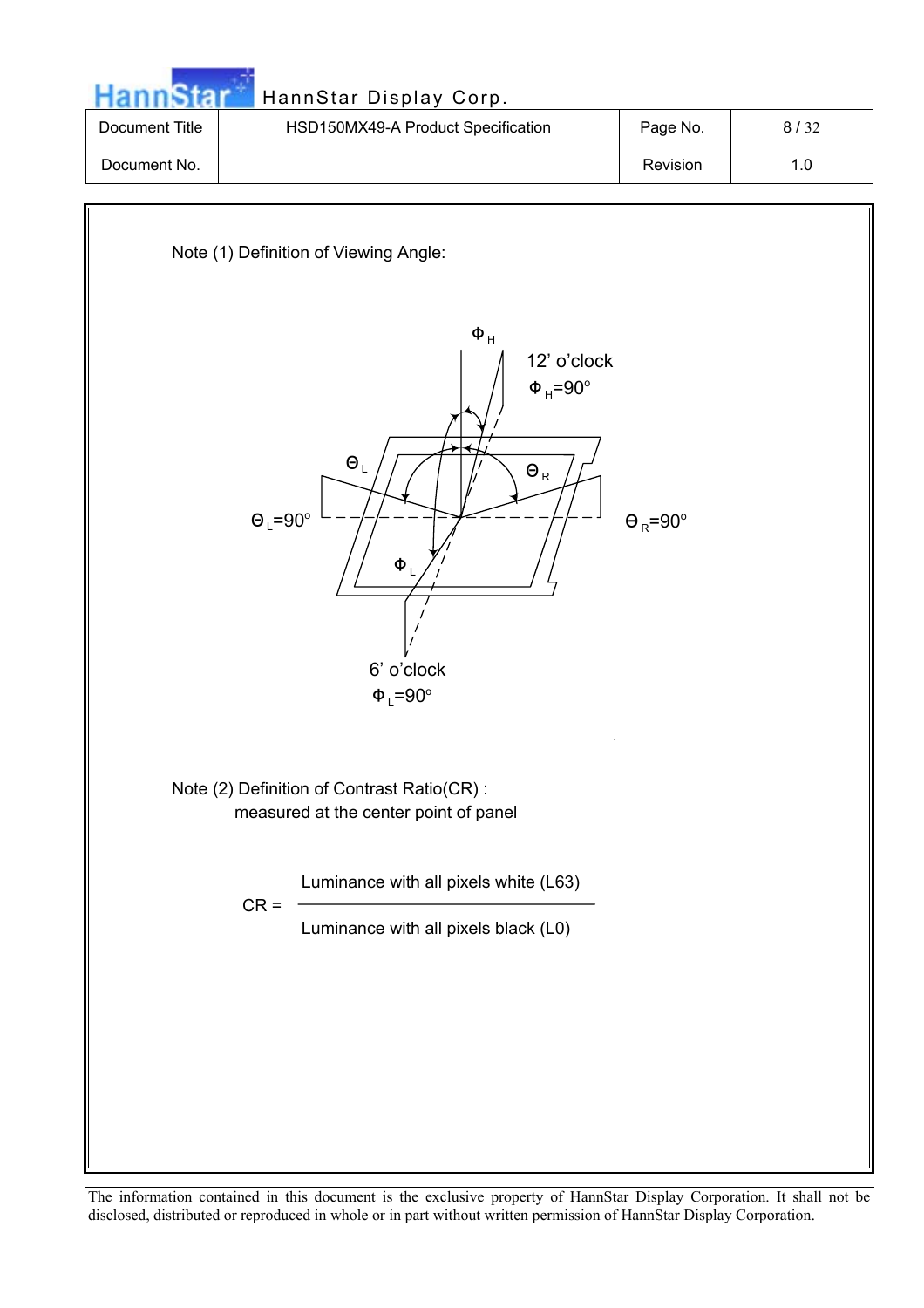Note (1) Definition of Viewing Angle:

$\Phi_H$

12' o'clock
$\Phi_H$=90°

$\Theta_L$

$\Theta_R$

$\Theta_L$=90°

$\Theta_R$=90°

$\Phi_L$

6' o'clock
$\Phi_L$=90°

Note (2) Definition of Contrast Ratio(CR) :
measured at the center point of panel

$$CR = \frac{\text{Luminance with all pixels white (L63)}}{\text{Luminance with all pixels black (L0)}}$$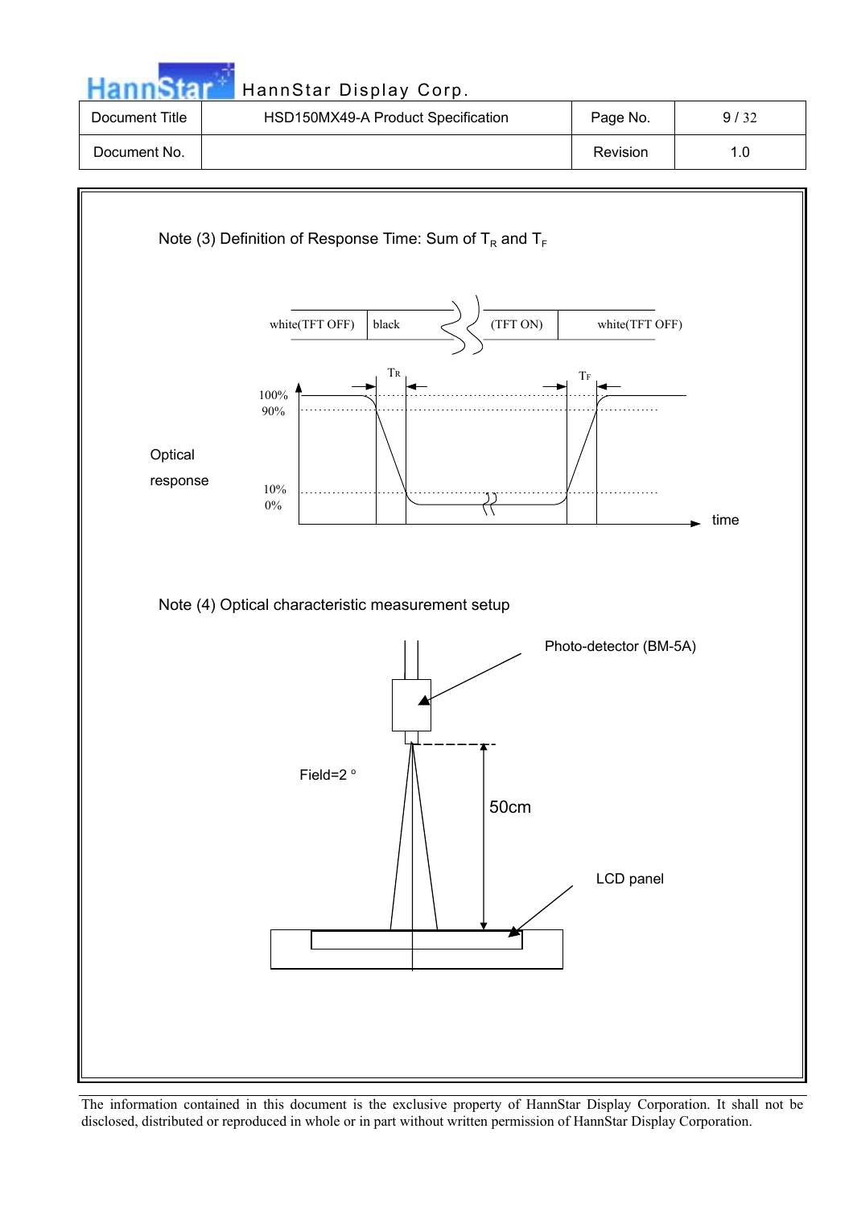Note (3) Definition of Response Time: Sum of $T_R$ and $T_F$

white(TFT OFF) | black | (TFT ON) | white(TFT OFF)

$T_R$ $T_F$

100%
90%

Optical response

10%
0%

time

Note (4) Optical characteristic measurement setup

Photo-detector (BM-5A)

Field=2 °

50cm

LCD panel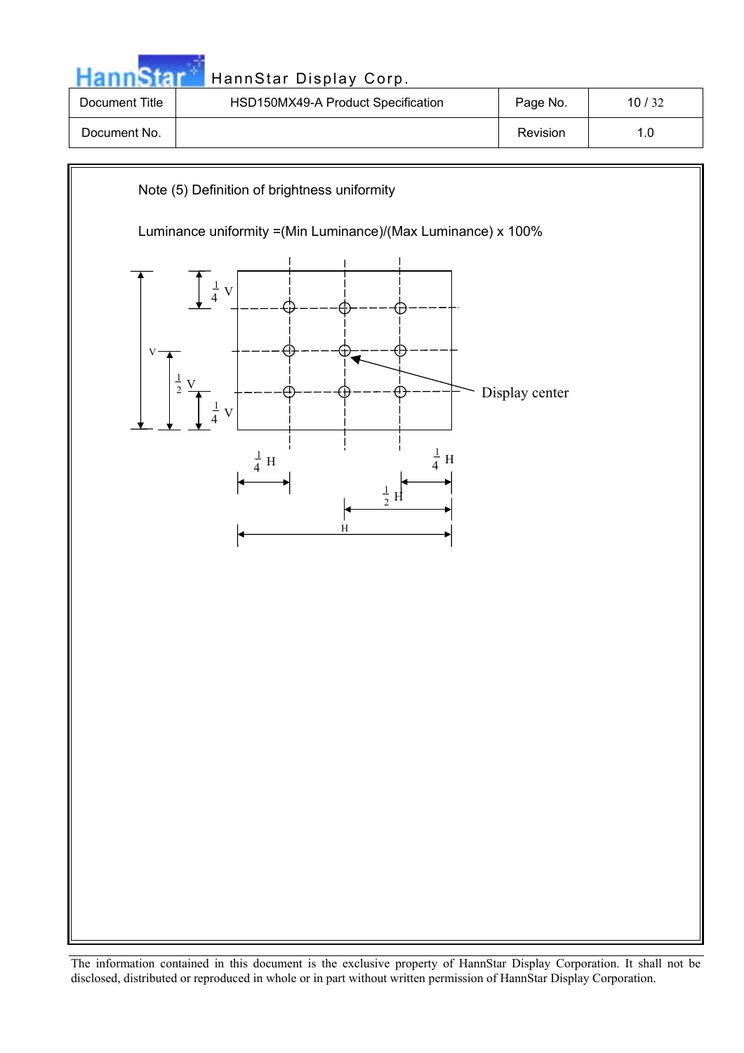Note (5) Definition of brightness uniformity

Luminance uniformity =(Min Luminance)/(Max Luminance) x 100%

Display center

$\frac{1}{4}$ V

$\frac{1}{2}$ V

$\frac{1}{4}$ V

V

$\frac{1}{4}$ H

$\frac{1}{2}$ H

$\frac{1}{4}$ H

H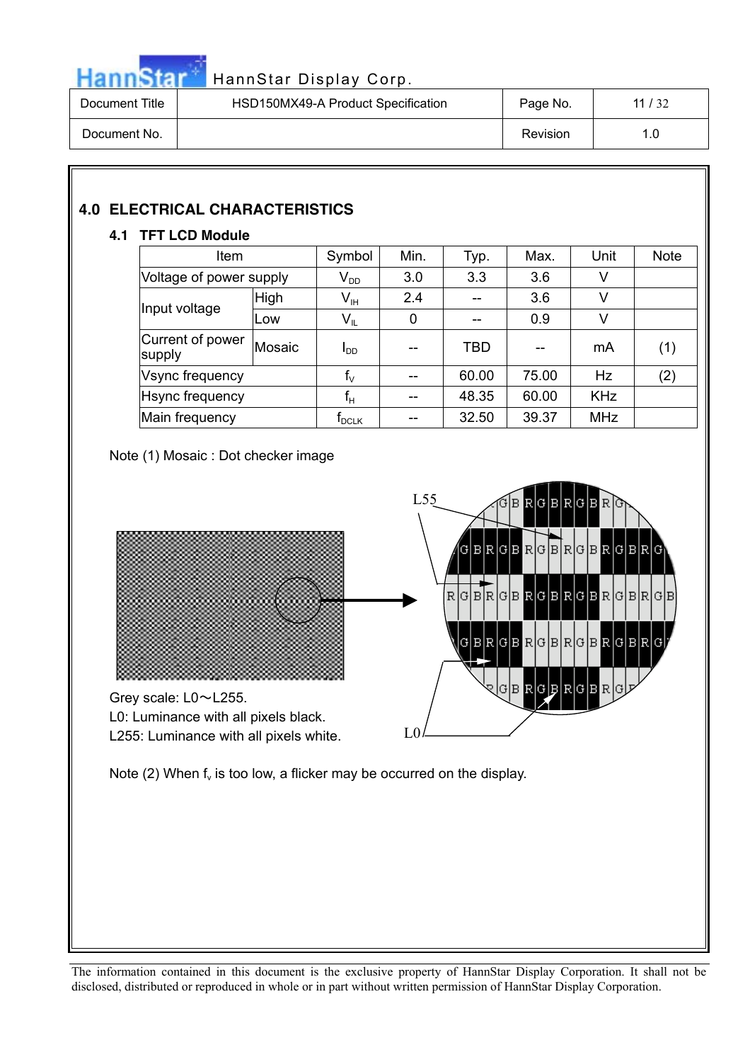## 4.0 ELECTRICAL CHARACTERISTICS

### 4.1 TFT LCD Module

| Item | | Symbol | Min. | Typ. | Max. | Unit | Note |
|---|---|---|---|---|---|---|---|
| Voltage of power supply | | $V_{DD}$ | 3.0 | 3.3 | 3.6 | V | |
| Input voltage | High | $V_{IH}$ | 2.4 | -- | 3.6 | V | |
| | Low | $V_{IL}$ | 0 | -- | 0.9 | V | |
| Current of power supply | Mosaic | $I_{DD}$ | -- | TBD | -- | mA | (1) |
| Vsync frequency | | $f_V$ | -- | 60.00 | 75.00 | Hz | (2) |
| Hsync frequency | | $f_H$ | -- | 48.35 | 60.00 | KHz | |
| Main frequency | | $f_{DCLK}$ | -- | 32.50 | 39.37 | MHz | |

Note (1) Mosaic : Dot checker image

Grey scale: L0～L255.
L0: Luminance with all pixels black.
L255: Luminance with all pixels white.

Note (2) When $f_v$ is too low, a flicker may be occurred on the display.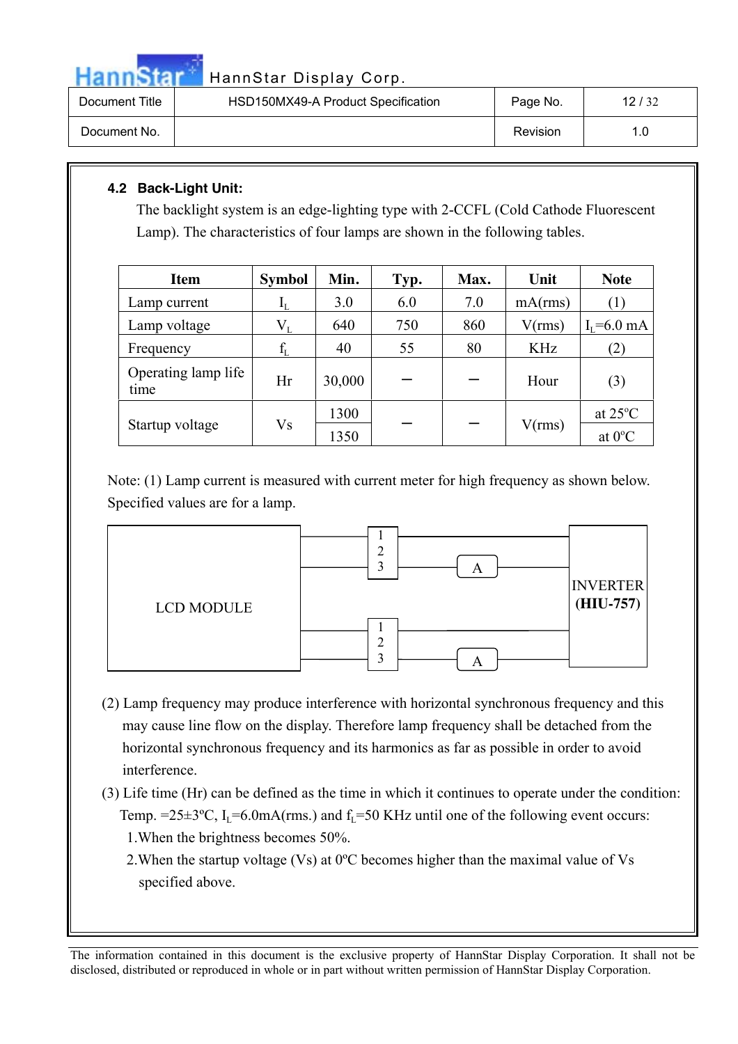### 4.2 Back-Light Unit:

The backlight system is an edge-lighting type with 2-CCFL (Cold Cathode Fluorescent Lamp). The characteristics of four lamps are shown in the following tables.

| Item | Symbol | Min. | Typ. | Max. | Unit | Note |
|---|---|---|---|---|---|---|
| Lamp current | $I_L$ | 3.0 | 6.0 | 7.0 | mA(rms) | (1) |
| Lamp voltage | $V_L$ | 640 | 750 | 860 | V(rms) | $I_L$=6.0 mA |
| Frequency | $f_L$ | 40 | 55 | 80 | KHz | (2) |
| Operating lamp life time | Hr | 30,000 | − | − | Hour | (3) |
| Startup voltage | Vs | 1300 | − | − | V(rms) | at 25°C |
| | | 1350 | | | | at 0°C |

Note: (1) Lamp current is measured with current meter for high frequency as shown below. Specified values are for a lamp.

LCD MODULE — 1 2 3 — A — INVERTER **(HIU-757)**

LCD MODULE — 1 2 3 — A — INVERTER **(HIU-757)**

(2) Lamp frequency may produce interference with horizontal synchronous frequency and this may cause line flow on the display. Therefore lamp frequency shall be detached from the horizontal synchronous frequency and its harmonics as far as possible in order to avoid interference.

(3) Life time (Hr) can be defined as the time in which it continues to operate under the condition: Temp. =25±3°C, $I_L$=6.0mA(rms.) and $f_L$=50 KHz until one of the following event occurs:

1. When the brightness becomes 50%.
2. When the startup voltage (Vs) at 0°C becomes higher than the maximal value of Vs specified above.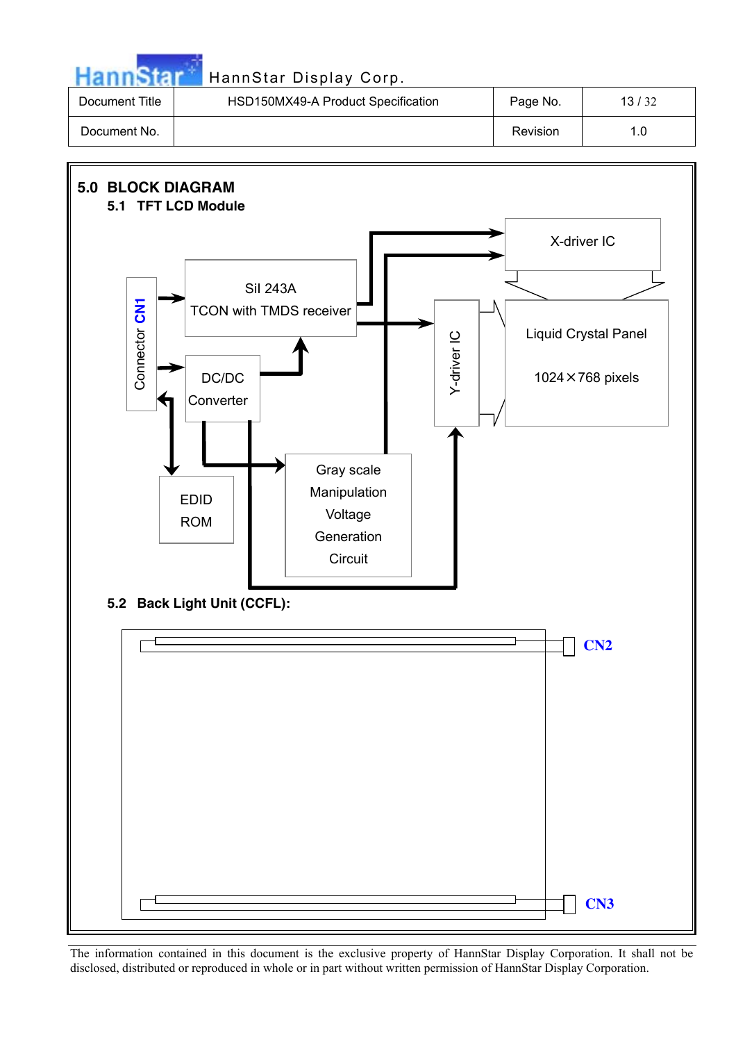## 5.0 BLOCK DIAGRAM

### 5.1 TFT LCD Module

Connector CN1

SiI 243A
TCON with TMDS receiver

DC/DC Converter

EDID ROM

Gray scale Manipulation Voltage Generation Circuit

X-driver IC

Y-driver IC

Liquid Crystal Panel

1024×768 pixels

### 5.2 Back Light Unit (CCFL):

CN2

CN3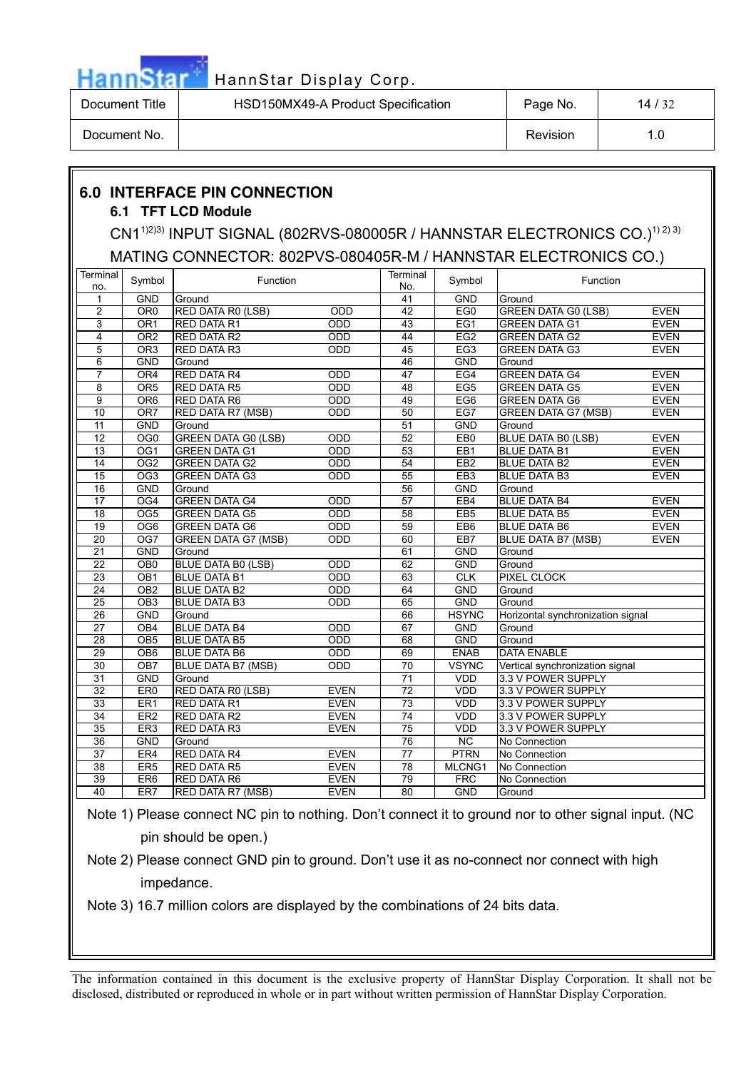## 6.0 INTERFACE PIN CONNECTION

### 6.1 TFT LCD Module

CN1[1)2)3)] INPUT SIGNAL (802RVS-080005R / HANNSTAR ELECTRONICS CO.)[1) 2) 3)]

MATING CONNECTOR: 802PVS-080405R-M / HANNSTAR ELECTRONICS CO.)

| Terminal no. | Symbol | Function | | Terminal No. | Symbol | Function | |
|---|---|---|---|---|---|---|---|
| 1 | GND | Ground | | 41 | GND | Ground | |
| 2 | OR0 | RED DATA R0 (LSB) | ODD | 42 | EG0 | GREEN DATA G0 (LSB) | EVEN |
| 3 | OR1 | RED DATA R1 | ODD | 43 | EG1 | GREEN DATA G1 | EVEN |
| 4 | OR2 | RED DATA R2 | ODD | 44 | EG2 | GREEN DATA G2 | EVEN |
| 5 | OR3 | RED DATA R3 | ODD | 45 | EG3 | GREEN DATA G3 | EVEN |
| 6 | GND | Ground | | 46 | GND | Ground | |
| 7 | OR4 | RED DATA R4 | ODD | 47 | EG4 | GREEN DATA G4 | EVEN |
| 8 | OR5 | RED DATA R5 | ODD | 48 | EG5 | GREEN DATA G5 | EVEN |
| 9 | OR6 | RED DATA R6 | ODD | 49 | EG6 | GREEN DATA G6 | EVEN |
| 10 | OR7 | RED DATA R7 (MSB) | ODD | 50 | EG7 | GREEN DATA G7 (MSB) | EVEN |
| 11 | GND | Ground | | 51 | GND | Ground | |
| 12 | OG0 | GREEN DATA G0 (LSB) | ODD | 52 | EB0 | BLUE DATA B0 (LSB) | EVEN |
| 13 | OG1 | GREEN DATA G1 | ODD | 53 | EB1 | BLUE DATA B1 | EVEN |
| 14 | OG2 | GREEN DATA G2 | ODD | 54 | EB2 | BLUE DATA B2 | EVEN |
| 15 | OG3 | GREEN DATA G3 | ODD | 55 | EB3 | BLUE DATA B3 | EVEN |
| 16 | GND | Ground | | 56 | GND | Ground | |
| 17 | OG4 | GREEN DATA G4 | ODD | 57 | EB4 | BLUE DATA B4 | EVEN |
| 18 | OG5 | GREEN DATA G5 | ODD | 58 | EB5 | BLUE DATA B5 | EVEN |
| 19 | OG6 | GREEN DATA G6 | ODD | 59 | EB6 | BLUE DATA B6 | EVEN |
| 20 | OG7 | GREEN DATA G7 (MSB) | ODD | 60 | EB7 | BLUE DATA B7 (MSB) | EVEN |
| 21 | GND | Ground | | 61 | GND | Ground | |
| 22 | OB0 | BLUE DATA B0 (LSB) | ODD | 62 | GND | Ground | |
| 23 | OB1 | BLUE DATA B1 | ODD | 63 | CLK | PIXEL CLOCK | |
| 24 | OB2 | BLUE DATA B2 | ODD | 64 | GND | Ground | |
| 25 | OB3 | BLUE DATA B3 | ODD | 65 | GND | Ground | |
| 26 | GND | Ground | | 66 | HSYNC | Horizontal synchronization signal | |
| 27 | OB4 | BLUE DATA B4 | ODD | 67 | GND | Ground | |
| 28 | OB5 | BLUE DATA B5 | ODD | 68 | GND | Ground | |
| 29 | OB6 | BLUE DATA B6 | ODD | 69 | ENAB | DATA ENABLE | |
| 30 | OB7 | BLUE DATA B7 (MSB) | ODD | 70 | VSYNC | Vertical synchronization signal | |
| 31 | GND | Ground | | 71 | VDD | 3.3 V POWER SUPPLY | |
| 32 | ER0 | RED DATA R0 (LSB) | EVEN | 72 | VDD | 3.3 V POWER SUPPLY | |
| 33 | ER1 | RED DATA R1 | EVEN | 73 | VDD | 3.3 V POWER SUPPLY | |
| 34 | ER2 | RED DATA R2 | EVEN | 74 | VDD | 3.3 V POWER SUPPLY | |
| 35 | ER3 | RED DATA R3 | EVEN | 75 | VDD | 3.3 V POWER SUPPLY | |
| 36 | GND | Ground | | 76 | NC | No Connection | |
| 37 | ER4 | RED DATA R4 | EVEN | 77 | PTRN | No Connection | |
| 38 | ER5 | RED DATA R5 | EVEN | 78 | MLCNG1 | No Connection | |
| 39 | ER6 | RED DATA R6 | EVEN | 79 | FRC | No Connection | |
| 40 | ER7 | RED DATA R7 (MSB) | EVEN | 80 | GND | Ground | |

Note 1) Please connect NC pin to nothing. Don't connect it to ground nor to other signal input. (NC pin should be open.)

Note 2) Please connect GND pin to ground. Don't use it as no-connect nor connect with high impedance.

Note 3) 16.7 million colors are displayed by the combinations of 24 bits data.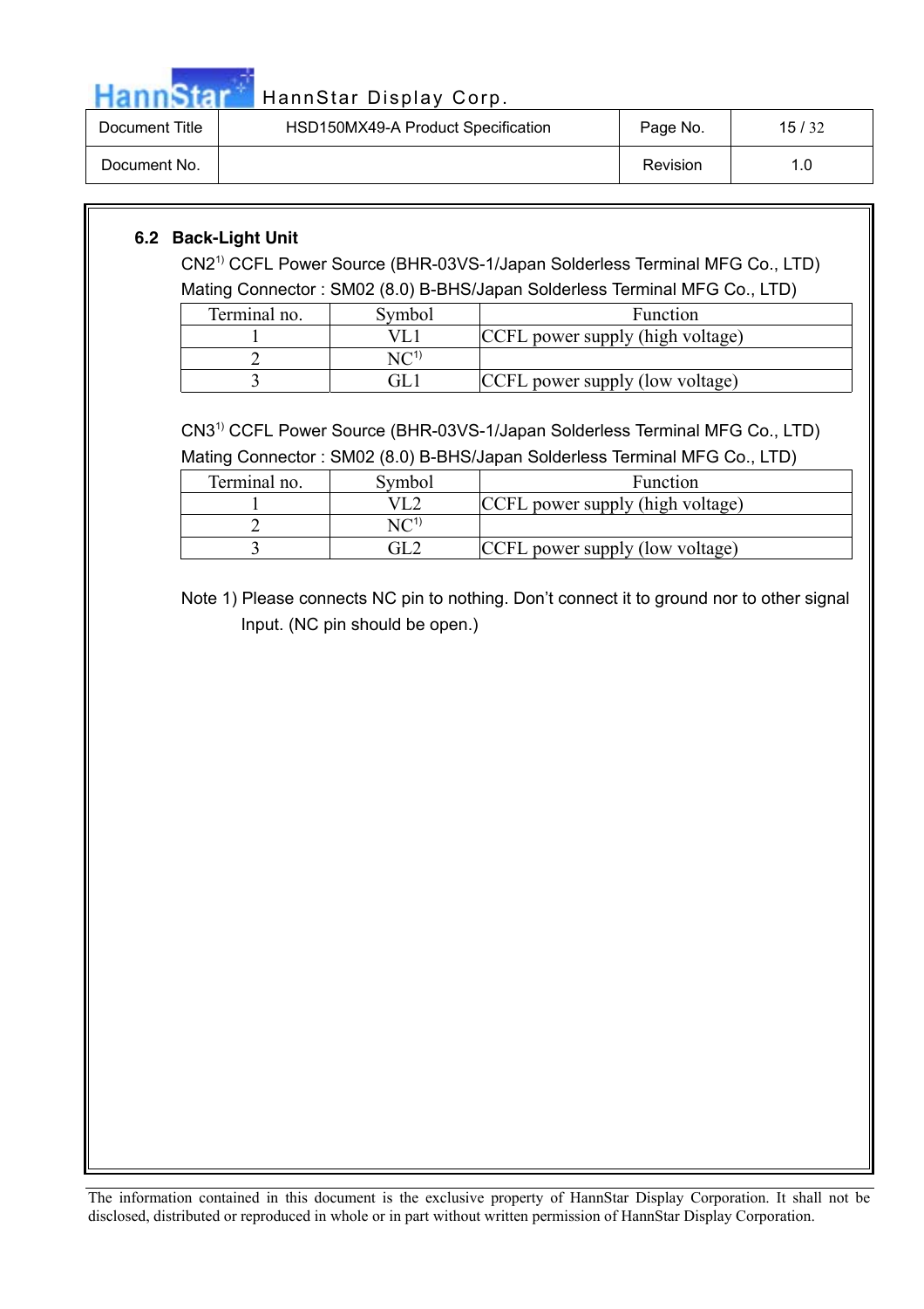## 6.2 Back-Light Unit

CN2[1] CCFL Power Source (BHR-03VS-1/Japan Solderless Terminal MFG Co., LTD)

Mating Connector : SM02 (8.0) B-BHS/Japan Solderless Terminal MFG Co., LTD)

| Terminal no. | Symbol | Function |
|---|---|---|
| 1 | VL1 | CCFL power supply (high voltage) |
| 2 | NC[1] | |
| 3 | GL1 | CCFL power supply (low voltage) |

CN3[1] CCFL Power Source (BHR-03VS-1/Japan Solderless Terminal MFG Co., LTD)

Mating Connector : SM02 (8.0) B-BHS/Japan Solderless Terminal MFG Co., LTD)

| Terminal no. | Symbol | Function |
|---|---|---|
| 1 | VL2 | CCFL power supply (high voltage) |
| 2 | NC[1] | |
| 3 | GL2 | CCFL power supply (low voltage) |

Note 1) Please connects NC pin to nothing. Don't connect it to ground nor to other signal Input. (NC pin should be open.)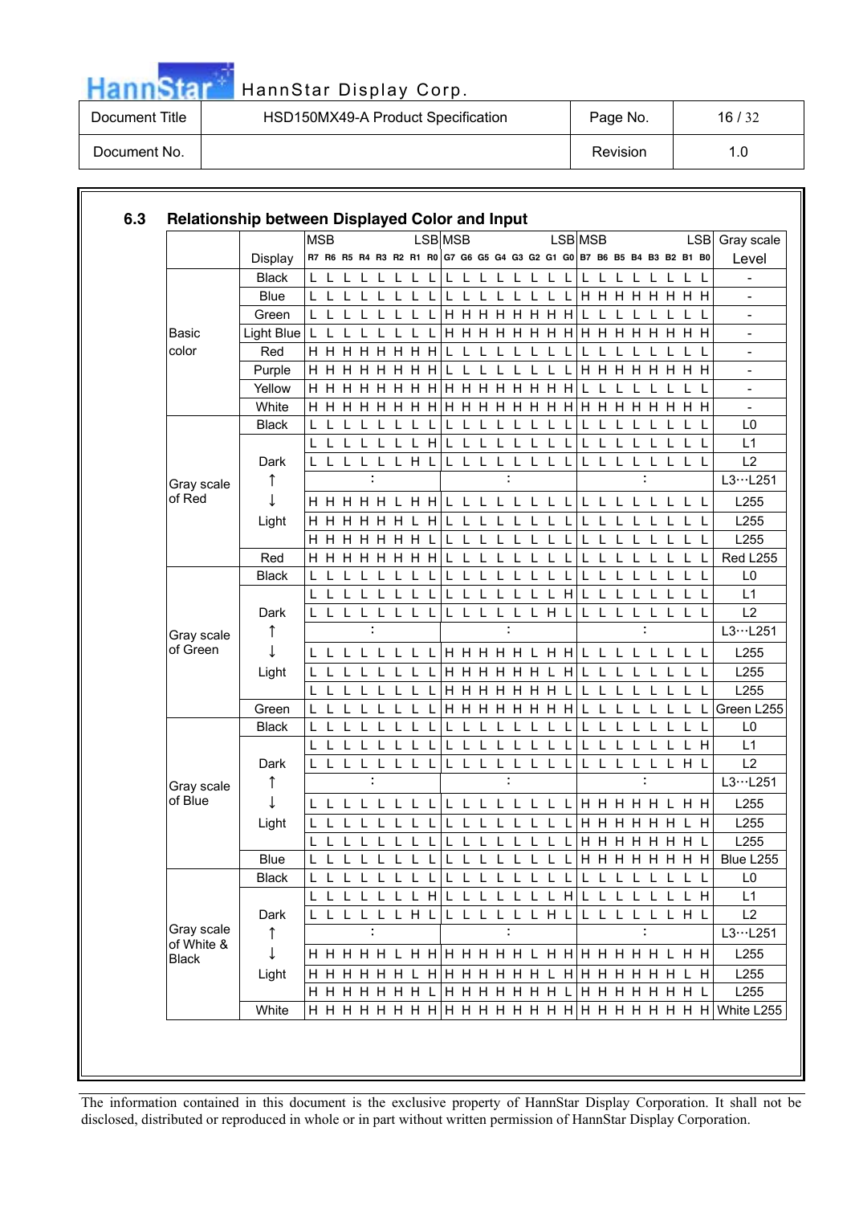## 6.3 Relationship between Displayed Color and Input

| | Display | R7 (MSB) | R6 | R5 | R4 | R3 | R2 | R1 | R0 (LSB) | G7 (MSB) | G6 | G5 | G4 | G3 | G2 | G1 | G0 (LSB) | B7 (MSB) | B6 | B5 | B4 | B3 | B2 | B1 | B0 (LSB) | Gray scale Level |
|---|---|---|---|---|---|---|---|---|---|---|---|---|---|---|---|---|---|---|---|---|---|---|---|---|---|---|
| Basic color | Black | L | L | L | L | L | L | L | L | L | L | L | L | L | L | L | L | L | L | L | L | L | L | L | L | - |
| | Blue | L | L | L | L | L | L | L | L | L | L | L | L | L | L | L | L | H | H | H | H | H | H | H | H | - |
| | Green | L | L | L | L | L | L | L | L | H | H | H | H | H | H | H | H | L | L | L | L | L | L | L | L | - |
| | Light Blue | L | L | L | L | L | L | L | L | H | H | H | H | H | H | H | H | H | H | H | H | H | H | H | H | - |
| | Red | H | H | H | H | H | H | H | H | L | L | L | L | L | L | L | L | L | L | L | L | L | L | L | L | - |
| | Purple | H | H | H | H | H | H | H | H | L | L | L | L | L | L | L | L | H | H | H | H | H | H | H | H | - |
| | Yellow | H | H | H | H | H | H | H | H | H | H | H | H | H | H | H | H | L | L | L | L | L | L | L | L | - |
| | White | H | H | H | H | H | H | H | H | H | H | H | H | H | H | H | H | H | H | H | H | H | H | H | H | - |
| Gray scale of Red | Black | L | L | L | L | L | L | L | L | L | L | L | L | L | L | L | L | L | L | L | L | L | L | L | L | L0 |
| | Dark | L | L | L | L | L | L | L | H | L | L | L | L | L | L | L | L | L | L | L | L | L | L | L | L | L1 |
| | | L | L | L | L | L | L | H | L | L | L | L | L | L | L | L | L | L | L | L | L | L | L | L | L | L2 |
| | ↑ | | | | : | | | | | | | | : | | | | | | | | : | | | | | L3…L251 |
| | ↓ | H | H | H | H | H | L | H | H | L | L | L | L | L | L | L | L | L | L | L | L | L | L | L | L | L255 |
| | Light | H | H | H | H | H | H | L | H | L | L | L | L | L | L | L | L | L | L | L | L | L | L | L | L | L255 |
| | | H | H | H | H | H | H | H | L | L | L | L | L | L | L | L | L | L | L | L | L | L | L | L | L | L255 |
| | Red | H | H | H | H | H | H | H | H | L | L | L | L | L | L | L | L | L | L | L | L | L | L | L | L | Red L255 |
| Gray scale of Green | Black | L | L | L | L | L | L | L | L | L | L | L | L | L | L | L | L | L | L | L | L | L | L | L | L | L0 |
| | Dark | L | L | L | L | L | L | L | L | L | L | L | L | L | L | L | H | L | L | L | L | L | L | L | L | L1 |
| | | L | L | L | L | L | L | L | L | L | L | L | L | L | L | H | L | L | L | L | L | L | L | L | L | L2 |
| | ↑ | | | | : | | | | | | | | : | | | | | | | | : | | | | | L3…L251 |
| | ↓ | L | L | L | L | L | L | L | L | H | H | H | H | H | L | H | H | L | L | L | L | L | L | L | L | L255 |
| | Light | L | L | L | L | L | L | L | L | H | H | H | H | H | H | L | H | L | L | L | L | L | L | L | L | L255 |
| | | L | L | L | L | L | L | L | L | H | H | H | H | H | H | H | L | L | L | L | L | L | L | L | L | L255 |
| | Green | L | L | L | L | L | L | L | L | H | H | H | H | H | H | H | H | L | L | L | L | L | L | L | L | Green L255 |
| Gray scale of Blue | Black | L | L | L | L | L | L | L | L | L | L | L | L | L | L | L | L | L | L | L | L | L | L | L | L | L0 |
| | Dark | L | L | L | L | L | L | L | L | L | L | L | L | L | L | L | L | L | L | L | L | L | L | L | H | L1 |
| | | L | L | L | L | L | L | L | L | L | L | L | L | L | L | L | L | L | L | L | L | L | L | H | L | L2 |
| | ↑ | | | | : | | | | | | | | : | | | | | | | | : | | | | | L3…L251 |
| | ↓ | L | L | L | L | L | L | L | L | L | L | L | L | L | L | L | L | H | H | H | H | H | L | H | H | L255 |
| | Light | L | L | L | L | L | L | L | L | L | L | L | L | L | L | L | L | H | H | H | H | H | H | L | H | L255 |
| | | L | L | L | L | L | L | L | L | L | L | L | L | L | L | L | L | H | H | H | H | H | H | H | L | L255 |
| | Blue | L | L | L | L | L | L | L | L | L | L | L | L | L | L | L | L | H | H | H | H | H | H | H | H | Blue L255 |
| Gray scale of White & Black | Black | L | L | L | L | L | L | L | L | L | L | L | L | L | L | L | L | L | L | L | L | L | L | L | L | L0 |
| | Dark | L | L | L | L | L | L | L | H | L | L | L | L | L | L | L | H | L | L | L | L | L | L | L | H | L1 |
| | | L | L | L | L | L | L | H | L | L | L | L | L | L | L | H | L | L | L | L | L | L | L | H | L | L2 |
| | ↑ | | | | : | | | | | | | | : | | | | | | | | : | | | | | L3…L251 |
| | ↓ | H | H | H | H | H | L | H | H | H | H | H | H | H | L | H | H | H | H | H | H | H | L | H | H | L255 |
| | Light | H | H | H | H | H | H | L | H | H | H | H | H | H | H | L | H | H | H | H | H | H | H | L | H | L255 |
| | | H | H | H | H | H | H | H | L | H | H | H | H | H | H | H | L | H | H | H | H | H | H | H | L | L255 |
| | White | H | H | H | H | H | H | H | H | H | H | H | H | H | H | H | H | H | H | H | H | H | H | H | H | White L255 |

The information contained in this document is the exclusive property of HannStar Display Corporation. It shall not be disclosed, distributed or reproduced in whole or in part without written permission of HannStar Display Corporation.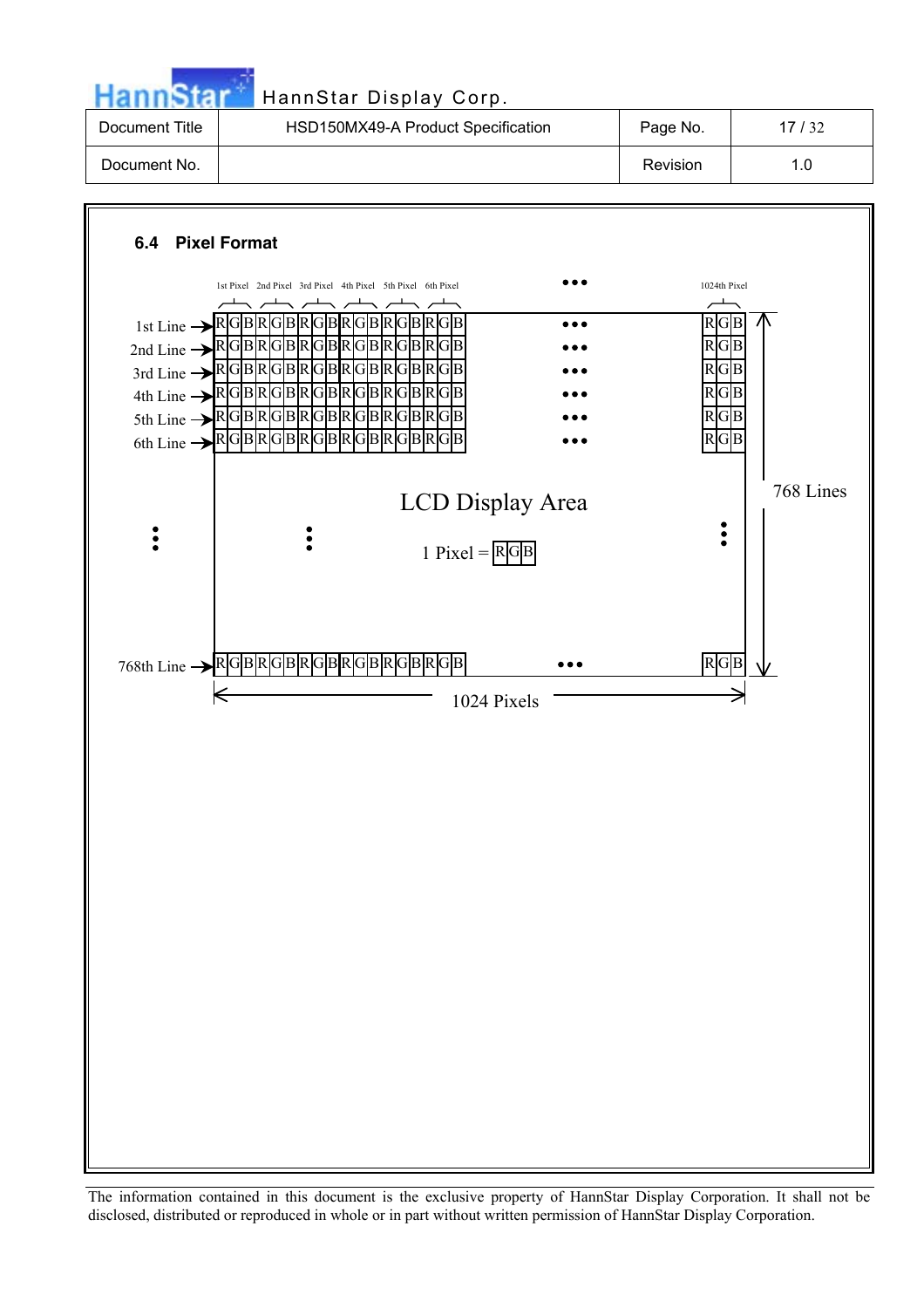### 6.4 Pixel Format

1st Pixel 2nd Pixel 3rd Pixel 4th Pixel 5th Pixel 6th Pixel ••• 1024th Pixel

1st Line → RGBRGBRGBRGBRGBRGB ••• RGB

2nd Line → RGBRGBRGBRGBRGBRGB ••• RGB

3rd Line → RGBRGBRGBRGBRGBRGB ••• RGB

4th Line → RGBRGBRGBRGBRGBRGB ••• RGB

5th Line → RGBRGBRGBRGBRGBRGB ••• RGB

6th Line → RGBRGBRGBRGBRGBRGB ••• RGB

LCD Display Area

1 Pixel = RGB

768th Line → RGBRGBRGBRGBRGBRGB ••• RGB

768 Lines

1024 Pixels

The information contained in this document is the exclusive property of HannStar Display Corporation. It shall not be disclosed, distributed or reproduced in whole or in part without written permission of HannStar Display Corporation.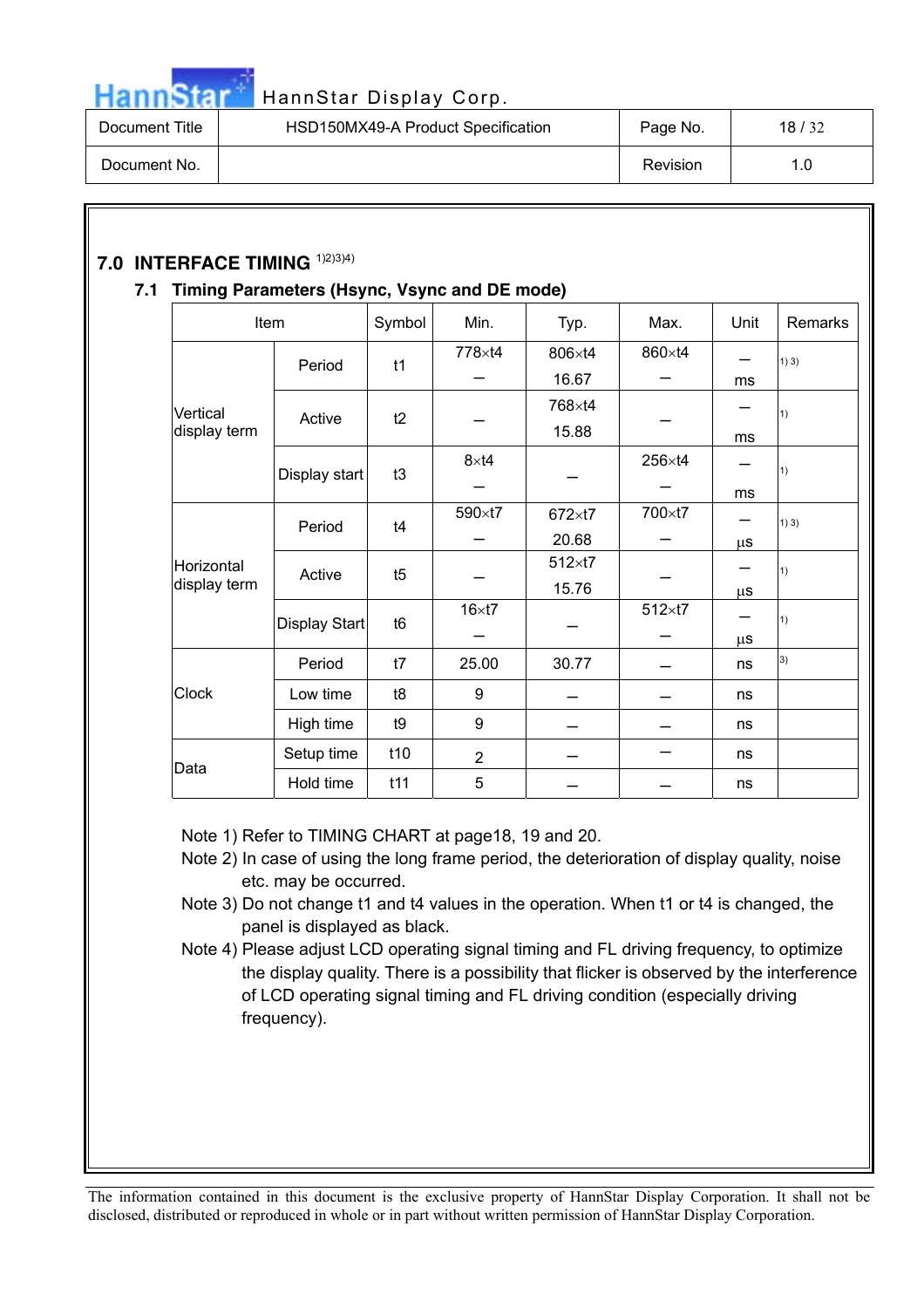## 7.0 INTERFACE TIMING [1)2)3)4)]

### 7.1 Timing Parameters (Hsync, Vsync and DE mode)

| Item | | Symbol | Min. | Typ. | Max. | Unit | Remarks |
|---|---|---|---|---|---|---|---|
| Vertical display term | Period | t1 | 778×t4<br>– | 806×t4<br>16.67 | 860×t4<br>– | –<br>ms | 1) 3) |
| | Active | t2 | – | 768×t4<br>15.88 | – | –<br>ms | 1) |
| | Display start | t3 | 8×t4<br>– | – | 256×t4<br>– | –<br>ms | 1) |
| Horizontal display term | Period | t4 | 590×t7<br>– | 672×t7<br>20.68 | 700×t7<br>– | –<br>μs | 1) 3) |
| | Active | t5 | – | 512×t7<br>15.76 | – | –<br>μs | 1) |
| | Display Start | t6 | 16×t7<br>– | – | 512×t7<br>– | –<br>μs | 1) |
| Clock | Period | t7 | 25.00 | 30.77 | – | ns | 3) |
| | Low time | t8 | 9 | – | – | ns | |
| | High time | t9 | 9 | – | – | ns | |
| Data | Setup time | t10 | 2 | – | – | ns | |
| | Hold time | t11 | 5 | – | – | ns | |

Note 1) Refer to TIMING CHART at page18, 19 and 20.

Note 2) In case of using the long frame period, the deterioration of display quality, noise etc. may be occurred.

Note 3) Do not change t1 and t4 values in the operation. When t1 or t4 is changed, the panel is displayed as black.

Note 4) Please adjust LCD operating signal timing and FL driving frequency, to optimize the display quality. There is a possibility that flicker is observed by the interference of LCD operating signal timing and FL driving condition (especially driving frequency).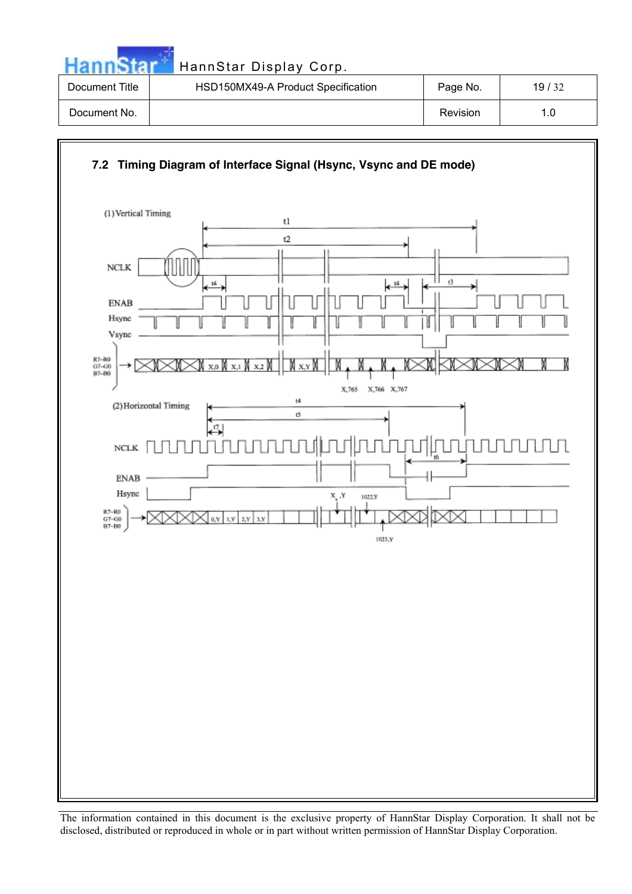## 7.2 Timing Diagram of Interface Signal (Hsync, Vsync and DE mode)

(1) Vertical Timing

t1

t2

NCLK

t4 t4 t3

ENAB

Hsync

Vsync

R7~R0
G7~G0
B7~B0

X,0 X,1 X,2 X,Y

X,765 X,766 X,767

(2) Horizontal Timing

t4

t5

t7

NCLK

t6

ENAB

Hsync

$X_n$,Y 1022,Y

R7~R0
G7~G0
B7~B0

0,Y 1,Y 2,Y 3,Y

1023,Y

The information contained in this document is the exclusive property of HannStar Display Corporation. It shall not be disclosed, distributed or reproduced in whole or in part without written permission of HannStar Display Corporation.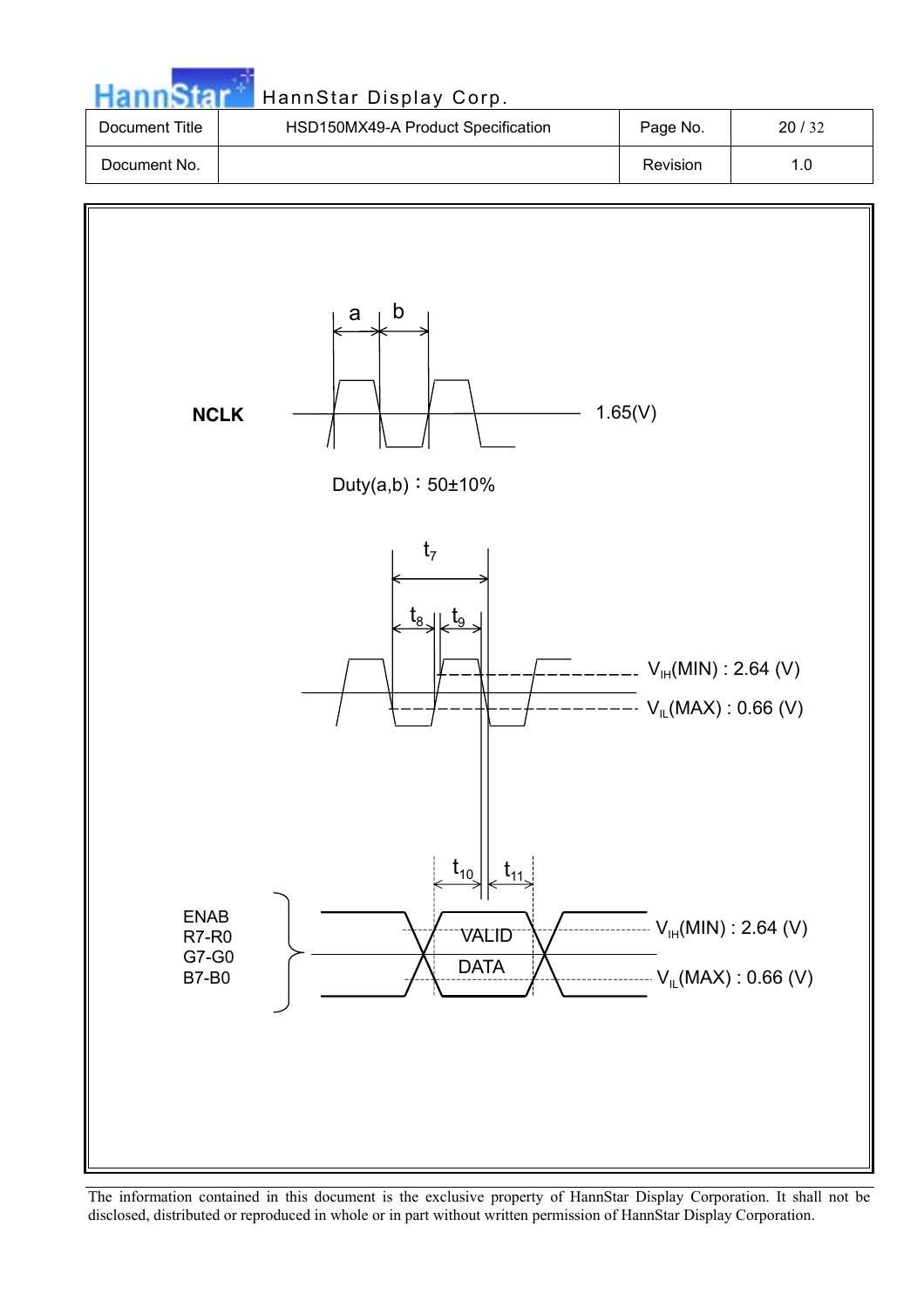NCLK

a b

1.65(V)

Duty(a,b)：50±10%

$t_7$

$t_8$ $t_9$

$V_{IH}$(MIN) : 2.64 (V)

$V_{IL}$(MAX) : 0.66 (V)

$t_{10}$ $t_{11}$

ENAB
R7-R0
G7-G0
B7-B0

VALID
DATA

$V_{IH}$(MIN) : 2.64 (V)

$V_{IL}$(MAX) : 0.66 (V)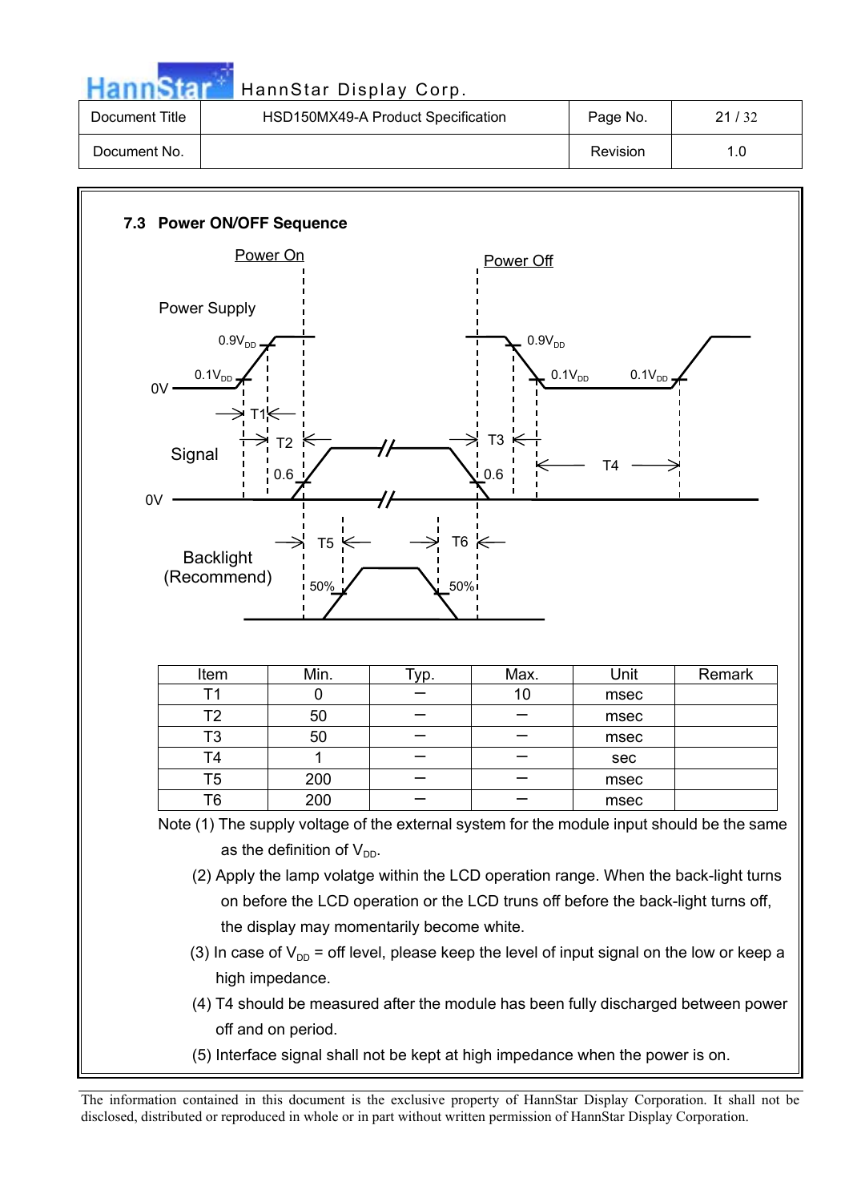## 7.3 Power ON/OFF Sequence

| Item | Min. | Typ. | Max. | Unit | Remark |
|---|---|---|---|---|---|
| T1 | 0 | — | 10 | msec | |
| T2 | 50 | — | — | msec | |
| T3 | 50 | — | — | msec | |
| T4 | 1 | — | — | sec | |
| T5 | 200 | — | — | msec | |
| T6 | 200 | — | — | msec | |

Note (1) The supply voltage of the external system for the module input should be the same as the definition of $V_{DD}$.

(2) Apply the lamp volatge within the LCD operation range. When the back-light turns on before the LCD operation or the LCD truns off before the back-light turns off, the display may momentarily become white.

(3) In case of $V_{DD}$ = off level, please keep the level of input signal on the low or keep a high impedance.

(4) T4 should be measured after the module has been fully discharged between power off and on period.

(5) Interface signal shall not be kept at high impedance when the power is on.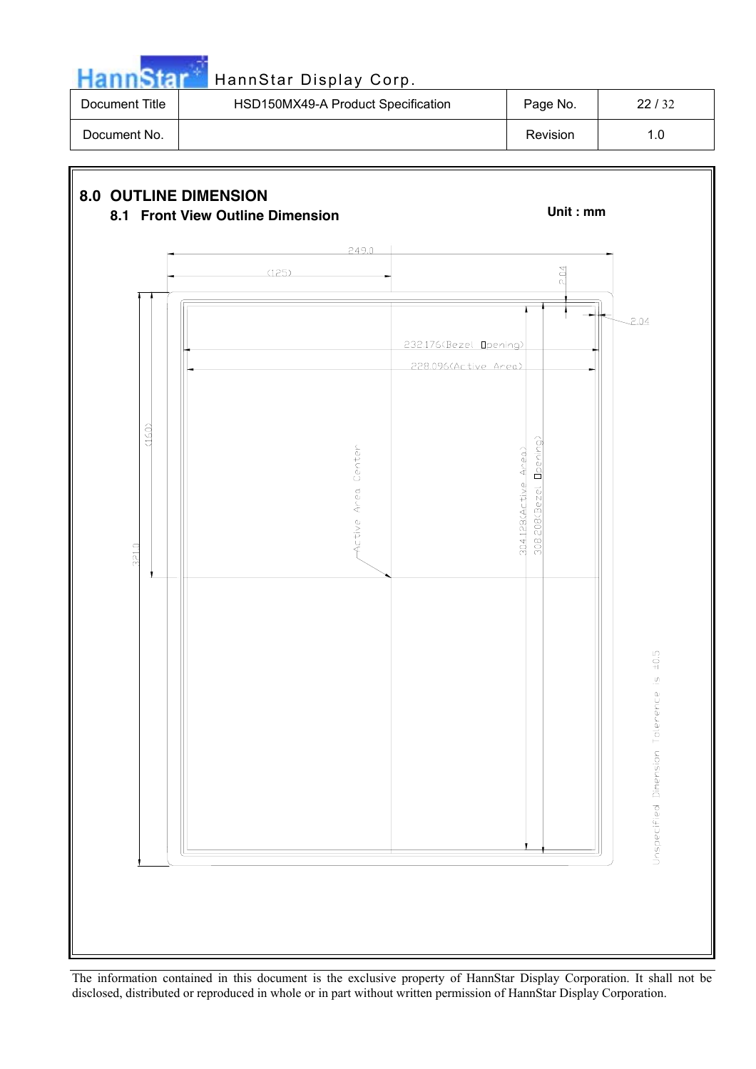## 8.0 OUTLINE DIMENSION

### 8.1 Front View Outline Dimension

**Unit : mm**

249.0

(125)

2.04

2.04

232.176(Bezel Opening)

228.096(Active Area)

(160)

321.0

Active Area Center

304.128(Active Area)

308.208(Bezel Opening)

Unspecified Dimension Tolerence is ±0.5

The information contained in this document is the exclusive property of HannStar Display Corporation. It shall not be disclosed, distributed or reproduced in whole or in part without written permission of HannStar Display Corporation.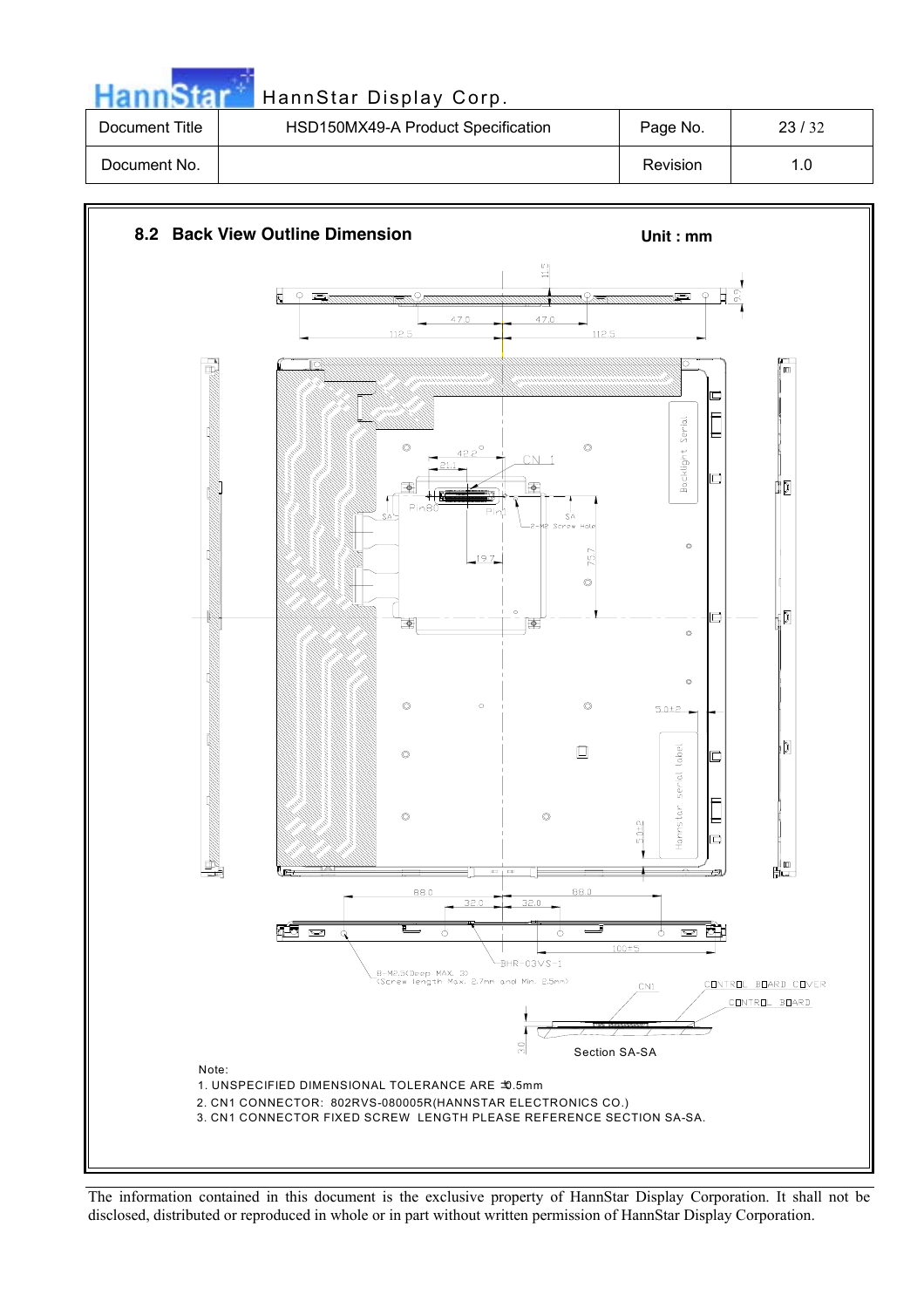## 8.2 Back View Outline Dimension

**Unit : mm**

Note:

1. UNSPECIFIED DIMENSIONAL TOLERANCE ARE ±0.5mm
2. CN1 CONNECTOR: 802RVS-080005R(HANNSTAR ELECTRONICS CO.)
3. CN1 CONNECTOR FIXED SCREW LENGTH PLEASE REFERENCE SECTION SA-SA.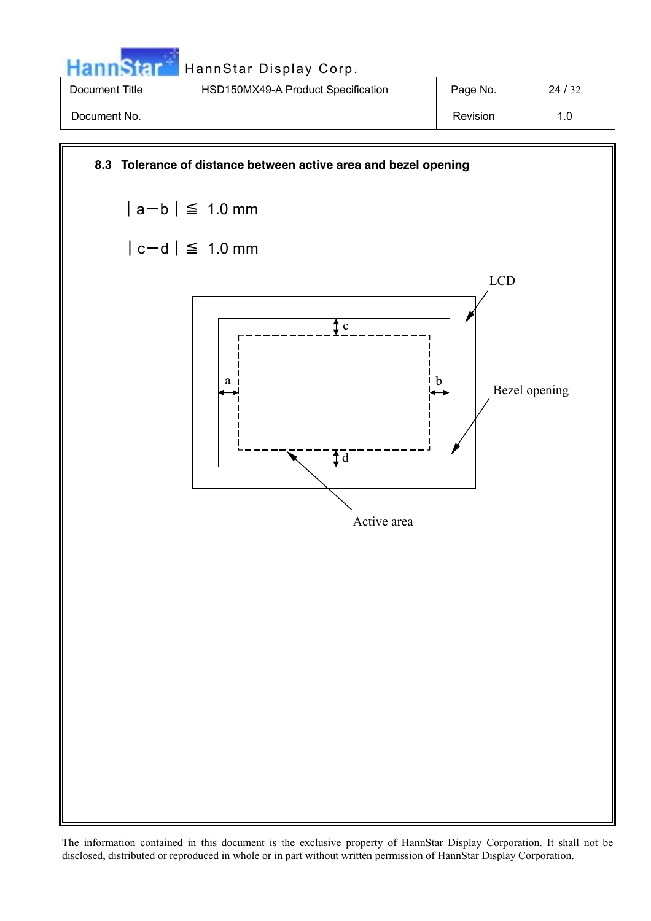### 8.3 Tolerance of distance between active area and bezel opening

$|a - b| \leqq 1.0$ mm

$|c - d| \leqq 1.0$ mm

LCD

c

a

b

Bezel opening

d

Active area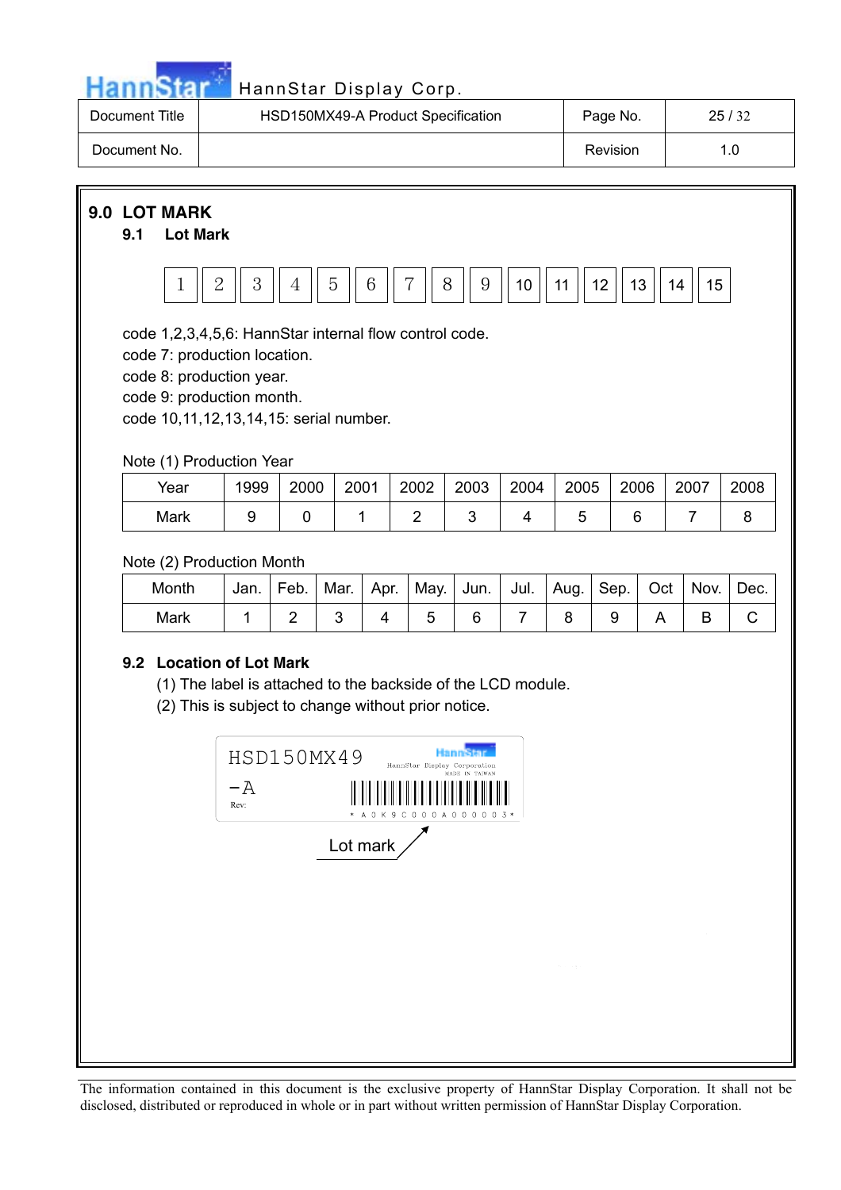## 9.0 LOT MARK

### 9.1 Lot Mark

| 1 | 2 | 3 | 4 | 5 | 6 | 7 | 8 | 9 | 10 | 11 | 12 | 13 | 14 | 15 |
|---|---|---|---|---|---|---|---|---|---|---|---|---|---|---|

code 1,2,3,4,5,6: HannStar internal flow control code.
code 7: production location.
code 8: production year.
code 9: production month.
code 10,11,12,13,14,15: serial number.

Note (1) Production Year

| Year | 1999 | 2000 | 2001 | 2002 | 2003 | 2004 | 2005 | 2006 | 2007 | 2008 |
|---|---|---|---|---|---|---|---|---|---|---|
| Mark | 9 | 0 | 1 | 2 | 3 | 4 | 5 | 6 | 7 | 8 |

Note (2) Production Month

| Month | Jan. | Feb. | Mar. | Apr. | May. | Jun. | Jul. | Aug. | Sep. | Oct | Nov. | Dec. |
|---|---|---|---|---|---|---|---|---|---|---|---|---|
| Mark | 1 | 2 | 3 | 4 | 5 | 6 | 7 | 8 | 9 | A | B | C |

### 9.2 Location of Lot Mark

(1) The label is attached to the backside of the LCD module.
(2) This is subject to change without prior notice.

HSD150MX49 -A
Rev:
HannStar
HannStar Display Corporation
MADE IN TAIWAN
* A 0 K 9 C 0 0 0 A 0 0 0 0 0 3 *

Lot mark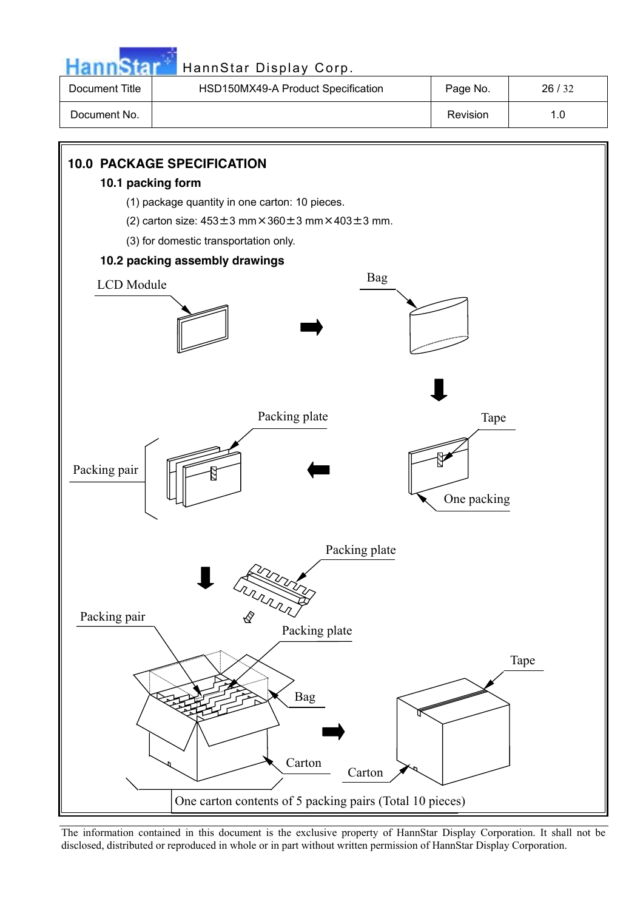## 10.0 PACKAGE SPECIFICATION

### 10.1 packing form

(1) package quantity in one carton: 10 pieces.

(2) carton size: 453±3 mm×360±3 mm×403±3 mm.

(3) for domestic transportation only.

### 10.2 packing assembly drawings

LCD Module

Bag

Packing plate

Tape

Packing pair

One packing

Packing plate

Packing pair

Packing plate

Tape

Bag

Carton

Carton

One carton contents of 5 packing pairs (Total 10 pieces)

The information contained in this document is the exclusive property of HannStar Display Corporation. It shall not be disclosed, distributed or reproduced in whole or in part without written permission of HannStar Display Corporation.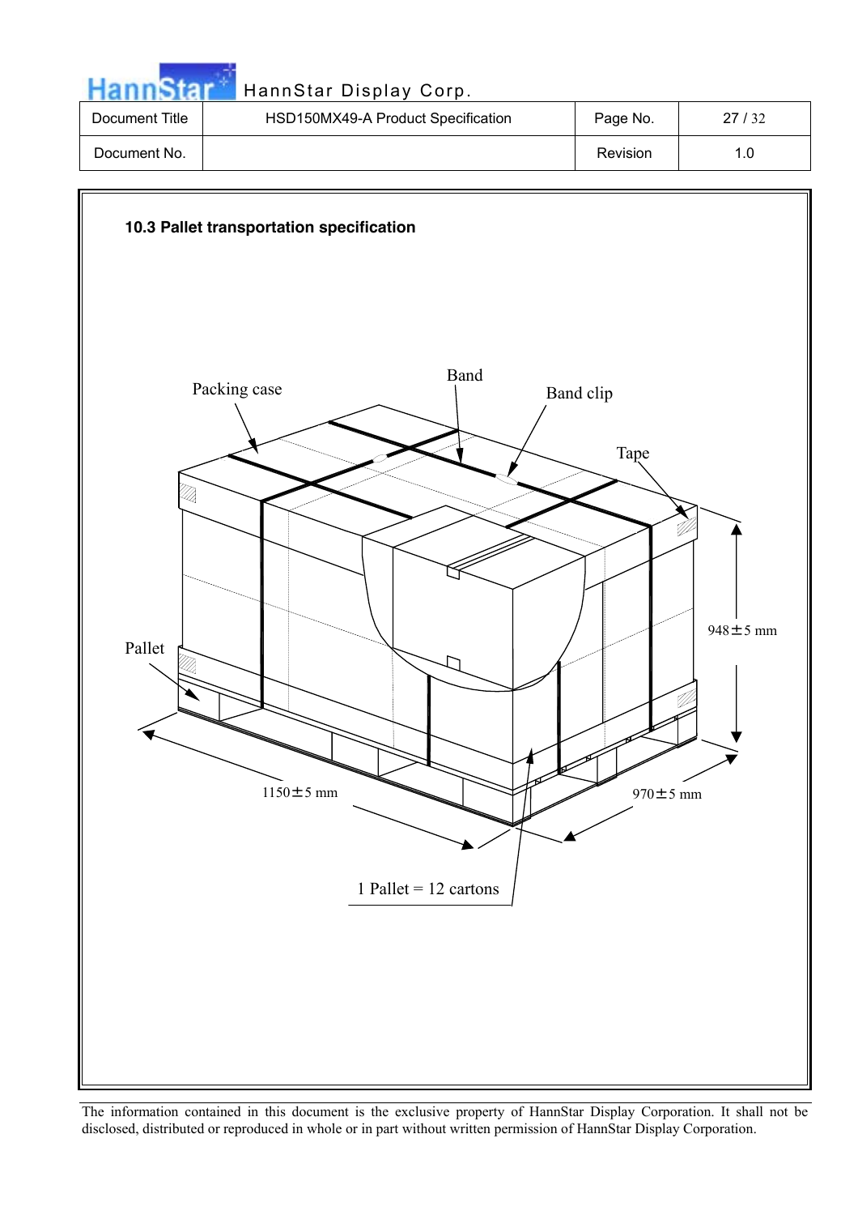### 10.3 Pallet transportation specification

Packing case

Band

Band clip

Tape

Pallet

948±5 mm

1150±5 mm

970±5 mm

1 Pallet = 12 cartons

The information contained in this document is the exclusive property of HannStar Display Corporation. It shall not be disclosed, distributed or reproduced in whole or in part without written permission of HannStar Display Corporation.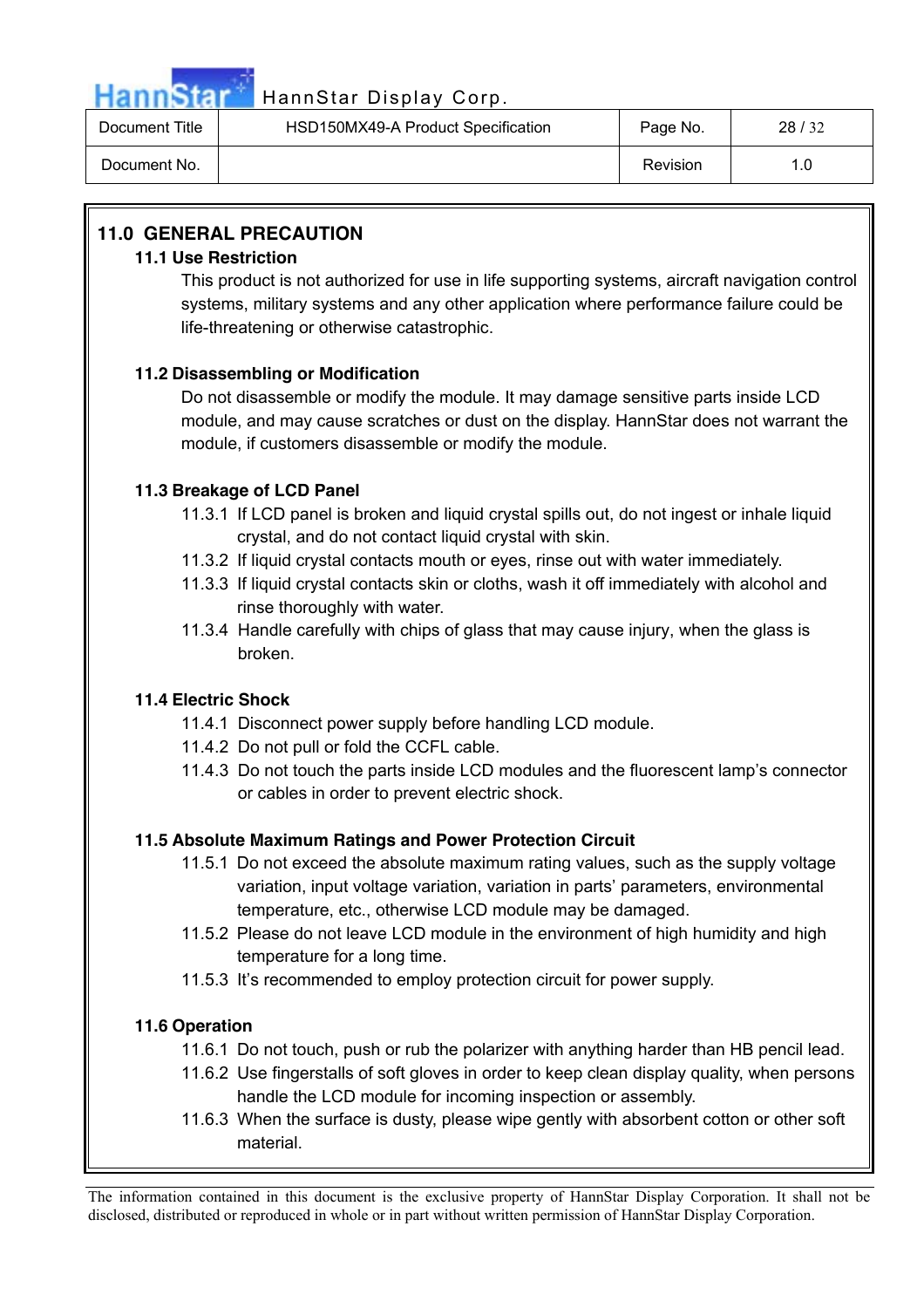## 11.0 GENERAL PRECAUTION

### 11.1 Use Restriction

This product is not authorized for use in life supporting systems, aircraft navigation control systems, military systems and any other application where performance failure could be life-threatening or otherwise catastrophic.

### 11.2 Disassembling or Modification

Do not disassemble or modify the module. It may damage sensitive parts inside LCD module, and may cause scratches or dust on the display. HannStar does not warrant the module, if customers disassemble or modify the module.

### 11.3 Breakage of LCD Panel

11.3.1 If LCD panel is broken and liquid crystal spills out, do not ingest or inhale liquid crystal, and do not contact liquid crystal with skin.

11.3.2 If liquid crystal contacts mouth or eyes, rinse out with water immediately.

11.3.3 If liquid crystal contacts skin or cloths, wash it off immediately with alcohol and rinse thoroughly with water.

11.3.4 Handle carefully with chips of glass that may cause injury, when the glass is broken.

### 11.4 Electric Shock

11.4.1 Disconnect power supply before handling LCD module.

11.4.2 Do not pull or fold the CCFL cable.

11.4.3 Do not touch the parts inside LCD modules and the fluorescent lamp's connector or cables in order to prevent electric shock.

### 11.5 Absolute Maximum Ratings and Power Protection Circuit

11.5.1 Do not exceed the absolute maximum rating values, such as the supply voltage variation, input voltage variation, variation in parts' parameters, environmental temperature, etc., otherwise LCD module may be damaged.

11.5.2 Please do not leave LCD module in the environment of high humidity and high temperature for a long time.

11.5.3 It's recommended to employ protection circuit for power supply.

### 11.6 Operation

11.6.1 Do not touch, push or rub the polarizer with anything harder than HB pencil lead.

11.6.2 Use fingerstalls of soft gloves in order to keep clean display quality, when persons handle the LCD module for incoming inspection or assembly.

11.6.3 When the surface is dusty, please wipe gently with absorbent cotton or other soft material.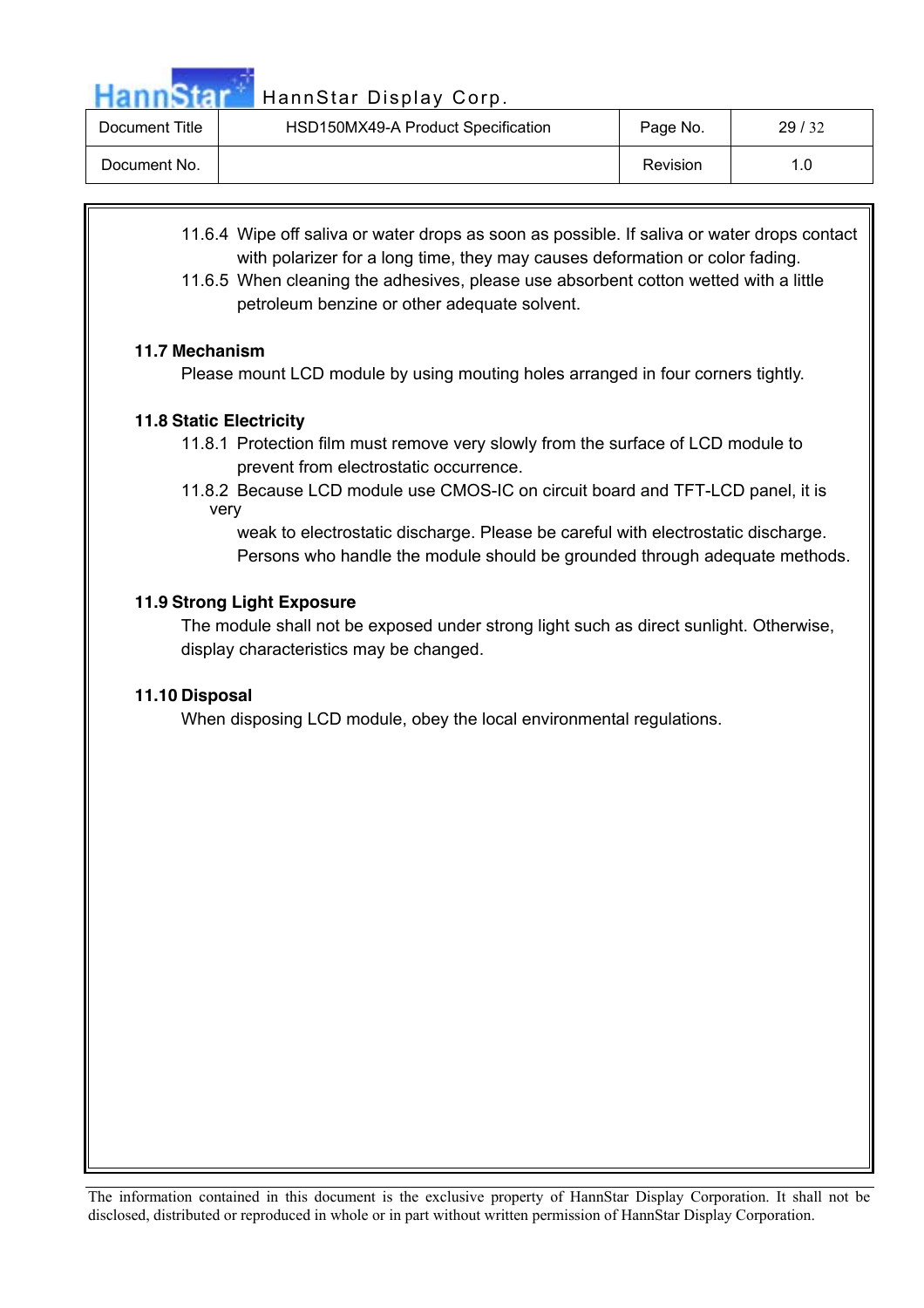11.6.4 Wipe off saliva or water drops as soon as possible. If saliva or water drops contact with polarizer for a long time, they may causes deformation or color fading.

11.6.5 When cleaning the adhesives, please use absorbent cotton wetted with a little petroleum benzine or other adequate solvent.

**11.7 Mechanism**

Please mount LCD module by using mouting holes arranged in four corners tightly.

**11.8 Static Electricity**

11.8.1 Protection film must remove very slowly from the surface of LCD module to prevent from electrostatic occurrence.

11.8.2 Because LCD module use CMOS-IC on circuit board and TFT-LCD panel, it is very weak to electrostatic discharge. Please be careful with electrostatic discharge. Persons who handle the module should be grounded through adequate methods.

**11.9 Strong Light Exposure**

The module shall not be exposed under strong light such as direct sunlight. Otherwise, display characteristics may be changed.

**11.10 Disposal**

When disposing LCD module, obey the local environmental regulations.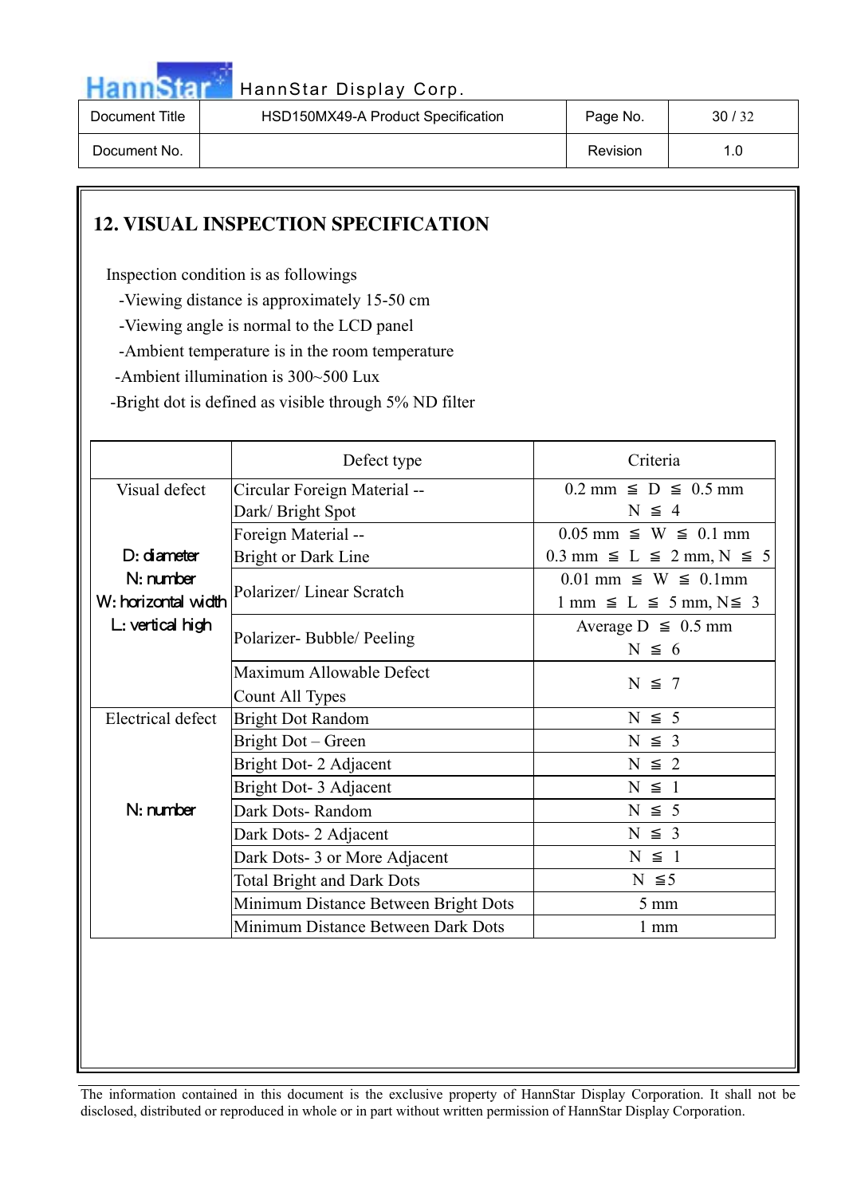## 12. VISUAL INSPECTION SPECIFICATION

Inspection condition is as followings

- -Viewing distance is approximately 15-50 cm
- -Viewing angle is normal to the LCD panel
- -Ambient temperature is in the room temperature
- -Ambient illumination is 300~500 Lux
- -Bright dot is defined as visible through 5% ND filter

| | Defect type | Criteria |
|---|---|---|
| Visual defect<br><br>D: diameter<br>N: number<br>W: horizontal width<br>L: vertical high | Circular Foreign Material -- Dark/ Bright Spot | 0.2 mm ≦ D ≦ 0.5 mm<br>N ≦ 4 |
| | Foreign Material -- Bright or Dark Line | 0.05 mm ≦ W ≦ 0.1 mm<br>0.3 mm ≦ L ≦ 2 mm, N ≦ 5 |
| | Polarizer/ Linear Scratch | 0.01 mm ≦ W ≦ 0.1mm<br>1 mm ≦ L ≦ 5 mm, N≦ 3 |
| | Polarizer- Bubble/ Peeling | Average D ≦ 0.5 mm<br>N ≦ 6 |
| | Maximum Allowable Defect Count All Types | N ≦ 7 |
| Electrical defect<br><br>N: number | Bright Dot Random | N ≦ 5 |
| | Bright Dot – Green | N ≦ 3 |
| | Bright Dot- 2 Adjacent | N ≦ 2 |
| | Bright Dot- 3 Adjacent | N ≦ 1 |
| | Dark Dots- Random | N ≦ 5 |
| | Dark Dots- 2 Adjacent | N ≦ 3 |
| | Dark Dots- 3 or More Adjacent | N ≦ 1 |
| | Total Bright and Dark Dots | N ≦5 |
| | Minimum Distance Between Bright Dots | 5 mm |
| | Minimum Distance Between Dark Dots | 1 mm |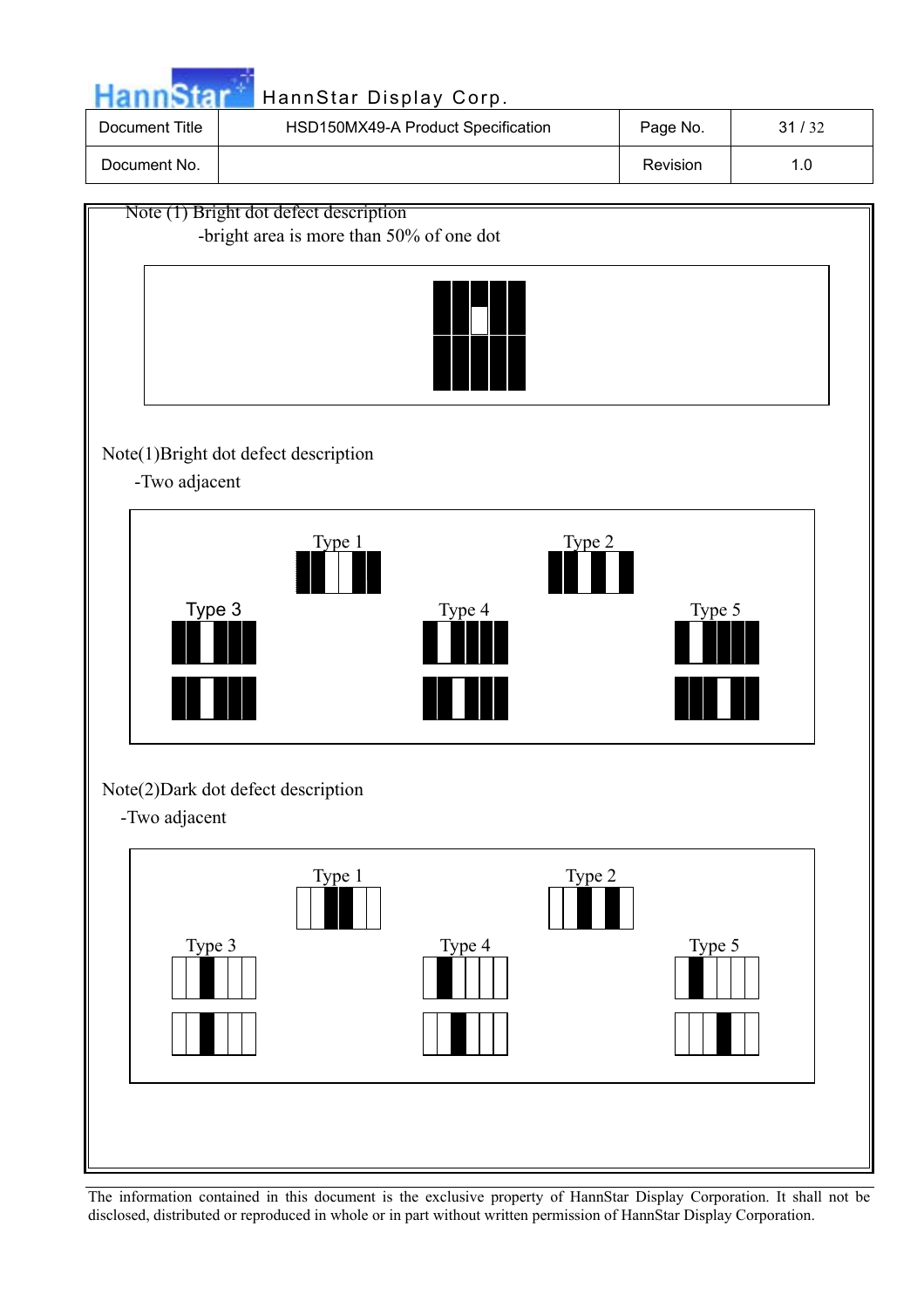Note (1) Bright dot defect description

-bright area is more than 50% of one dot

Note(1)Bright dot defect description

-Two adjacent

Type 1

Type 2

Type 3

Type 4

Type 5

Note(2)Dark dot defect description

-Two adjacent

Type 1

Type 2

Type 3

Type 4

Type 5

The information contained in this document is the exclusive property of HannStar Display Corporation. It shall not be disclosed, distributed or reproduced in whole or in part without written permission of HannStar Display Corporation.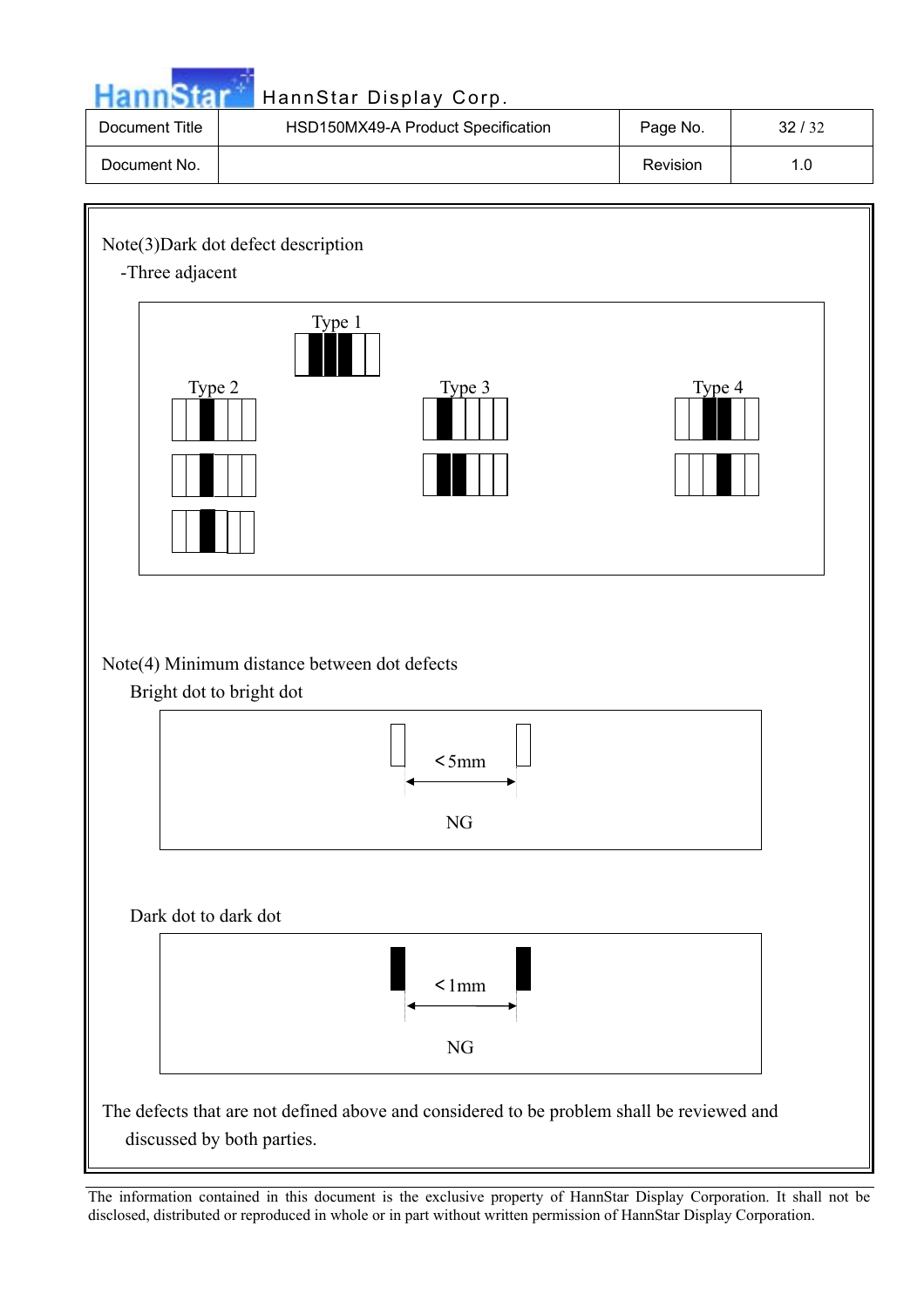Note(3)Dark dot defect description

-Three adjacent

Type 1

Type 2

Type 3

Type 4

Note(4) Minimum distance between dot defects

Bright dot to bright dot

＜5mm

NG

Dark dot to dark dot

＜1mm

NG

The defects that are not defined above and considered to be problem shall be reviewed and discussed by both parties.